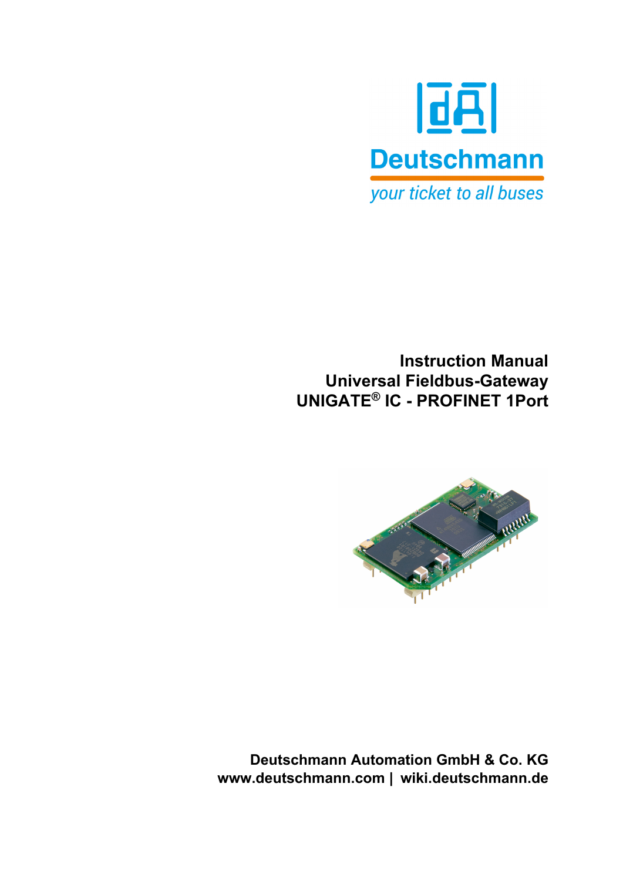Deutschmann

*your ticket to all buses*

# Instruction Manual
# Universal Fieldbus-Gateway
# UNIGATE® IC - PROFINET 1Port

**Deutschmann Automation GmbH & Co. KG**
**www.deutschmann.com | wiki.deutschmann.de**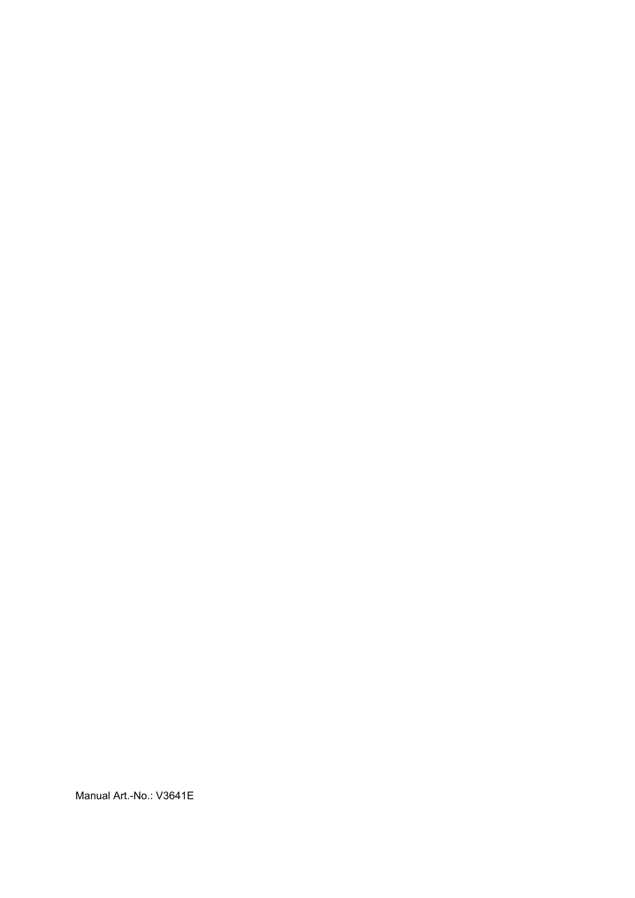Manual Art.-No.: V3641E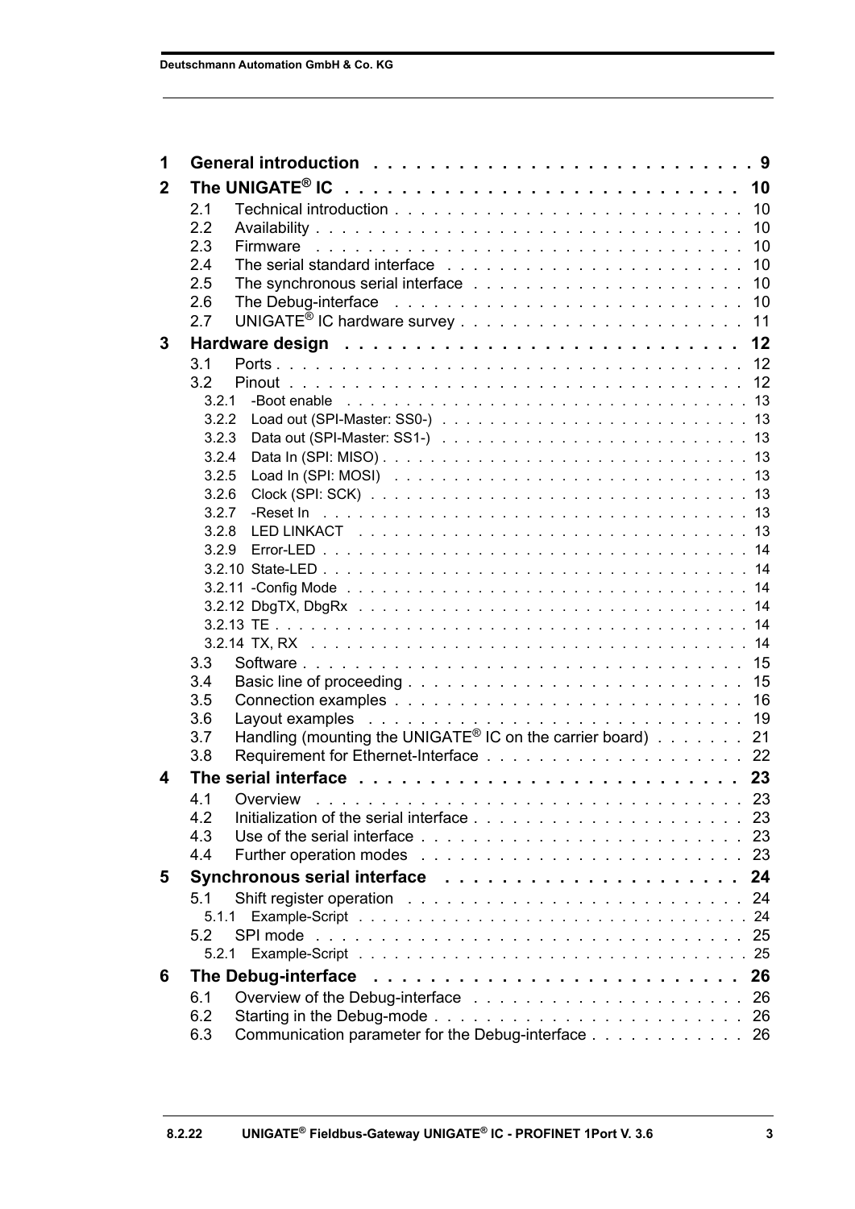| | | |
|---|---|---|
| **1** | **General introduction** | **9** |
| **2** | **The UNIGATE® IC** | **10** |
| 2.1 | Technical introduction | 10 |
| 2.2 | Availability | 10 |
| 2.3 | Firmware | 10 |
| 2.4 | The serial standard interface | 10 |
| 2.5 | The synchronous serial interface | 10 |
| 2.6 | The Debug-interface | 10 |
| 2.7 | UNIGATE® IC hardware survey | 11 |
| **3** | **Hardware design** | **12** |
| 3.1 | Ports | 12 |
| 3.2 | Pinout | 12 |
| 3.2.1 | -Boot enable | 13 |
| 3.2.2 | Load out (SPI-Master: SS0-) | 13 |
| 3.2.3 | Data out (SPI-Master: SS1-) | 13 |
| 3.2.4 | Data In (SPI: MISO) | 13 |
| 3.2.5 | Load In (SPI: MOSI) | 13 |
| 3.2.6 | Clock (SPI: SCK) | 13 |
| 3.2.7 | -Reset In | 13 |
| 3.2.8 | LED LINKACT | 13 |
| 3.2.9 | Error-LED | 14 |
| 3.2.10 | State-LED | 14 |
| 3.2.11 | -Config Mode | 14 |
| 3.2.12 | DbgTX, DbgRx | 14 |
| 3.2.13 | TE | 14 |
| 3.2.14 | TX, RX | 14 |
| 3.3 | Software | 15 |
| 3.4 | Basic line of proceeding | 15 |
| 3.5 | Connection examples | 16 |
| 3.6 | Layout examples | 19 |
| 3.7 | Handling (mounting the UNIGATE® IC on the carrier board) | 21 |
| 3.8 | Requirement for Ethernet-Interface | 22 |
| **4** | **The serial interface** | **23** |
| 4.1 | Overview | 23 |
| 4.2 | Initialization of the serial interface | 23 |
| 4.3 | Use of the serial interface | 23 |
| 4.4 | Further operation modes | 23 |
| **5** | **Synchronous serial interface** | **24** |
| 5.1 | Shift register operation | 24 |
| 5.1.1 | Example-Script | 24 |
| 5.2 | SPI mode | 25 |
| 5.2.1 | Example-Script | 25 |
| **6** | **The Debug-interface** | **26** |
| 6.1 | Overview of the Debug-interface | 26 |
| 6.2 | Starting in the Debug-mode | 26 |
| 6.3 | Communication parameter for the Debug-interface | 26 |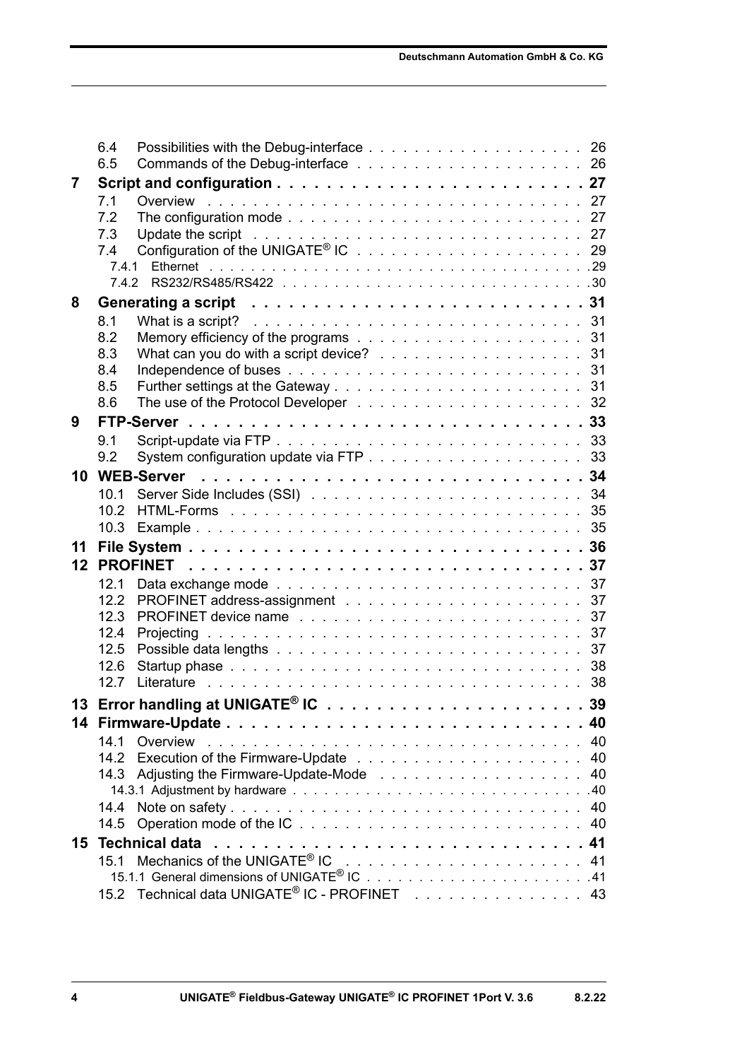6.4 Possibilities with the Debug-interface . . . . . . . . . . . . . . . . . . . 26
6.5 Commands of the Debug-interface . . . . . . . . . . . . . . . . . . . . 26

**7 Script and configuration . . . . . . . . . . . . . . . . . . . . . . . . . 27**

7.1 Overview . . . . . . . . . . . . . . . . . . . . . . . . . . . . . . . . . 27
7.2 The configuration mode . . . . . . . . . . . . . . . . . . . . . . . . . 27
7.3 Update the script . . . . . . . . . . . . . . . . . . . . . . . . . . . . 27
7.4 Configuration of the UNIGATE® IC . . . . . . . . . . . . . . . . . . . 29
7.4.1 Ethernet . . . . . . . . . . . . . . . . . . . . . . . . . . . . . . . . . . 29
7.4.2 RS232/RS485/RS422 . . . . . . . . . . . . . . . . . . . . . . . . . . . 30

**8 Generating a script . . . . . . . . . . . . . . . . . . . . . . . . . . 31**

8.1 What is a script? . . . . . . . . . . . . . . . . . . . . . . . . . . . . 31
8.2 Memory efficiency of the programs . . . . . . . . . . . . . . . . . . . 31
8.3 What can you do with a script device? . . . . . . . . . . . . . . . . . 31
8.4 Independence of buses . . . . . . . . . . . . . . . . . . . . . . . . . 31
8.5 Further settings at the Gateway . . . . . . . . . . . . . . . . . . . . . 31
8.6 The use of the Protocol Developer . . . . . . . . . . . . . . . . . . . 32

**9 FTP-Server . . . . . . . . . . . . . . . . . . . . . . . . . . . . . . . 33**

9.1 Script-update via FTP . . . . . . . . . . . . . . . . . . . . . . . . . . 33
9.2 System configuration update via FTP . . . . . . . . . . . . . . . . . . 33

**10 WEB-Server . . . . . . . . . . . . . . . . . . . . . . . . . . . . . . 34**

10.1 Server Side Includes (SSI) . . . . . . . . . . . . . . . . . . . . . . . 34
10.2 HTML-Forms . . . . . . . . . . . . . . . . . . . . . . . . . . . . . . 35
10.3 Example . . . . . . . . . . . . . . . . . . . . . . . . . . . . . . . . . 35

**11 File System . . . . . . . . . . . . . . . . . . . . . . . . . . . . . . . 36**

**12 PROFINET . . . . . . . . . . . . . . . . . . . . . . . . . . . . . . . 37**

12.1 Data exchange mode . . . . . . . . . . . . . . . . . . . . . . . . . . 37
12.2 PROFINET address-assignment . . . . . . . . . . . . . . . . . . . . 37
12.3 PROFINET device name . . . . . . . . . . . . . . . . . . . . . . . . 37
12.4 Projecting . . . . . . . . . . . . . . . . . . . . . . . . . . . . . . . . 37
12.5 Possible data lengths . . . . . . . . . . . . . . . . . . . . . . . . . . 37
12.6 Startup phase . . . . . . . . . . . . . . . . . . . . . . . . . . . . . . 38
12.7 Literature . . . . . . . . . . . . . . . . . . . . . . . . . . . . . . . . 38

**13 Error handling at UNIGATE® IC . . . . . . . . . . . . . . . . . . . . 39**

**14 Firmware-Update . . . . . . . . . . . . . . . . . . . . . . . . . . . . 40**

14.1 Overview . . . . . . . . . . . . . . . . . . . . . . . . . . . . . . . . 40
14.2 Execution of the Firmware-Update . . . . . . . . . . . . . . . . . . . 40
14.3 Adjusting the Firmware-Update-Mode . . . . . . . . . . . . . . . . . 40
14.3.1 Adjustment by hardware . . . . . . . . . . . . . . . . . . . . . . . . . 40
14.4 Note on safety . . . . . . . . . . . . . . . . . . . . . . . . . . . . . . 40
14.5 Operation mode of the IC . . . . . . . . . . . . . . . . . . . . . . . . 40

**15 Technical data . . . . . . . . . . . . . . . . . . . . . . . . . . . . . 41**

15.1 Mechanics of the UNIGATE® IC . . . . . . . . . . . . . . . . . . . . 41
15.1.1 General dimensions of UNIGATE® IC . . . . . . . . . . . . . . . . . . 41
15.2 Technical data UNIGATE® IC - PROFINET . . . . . . . . . . . . . . 43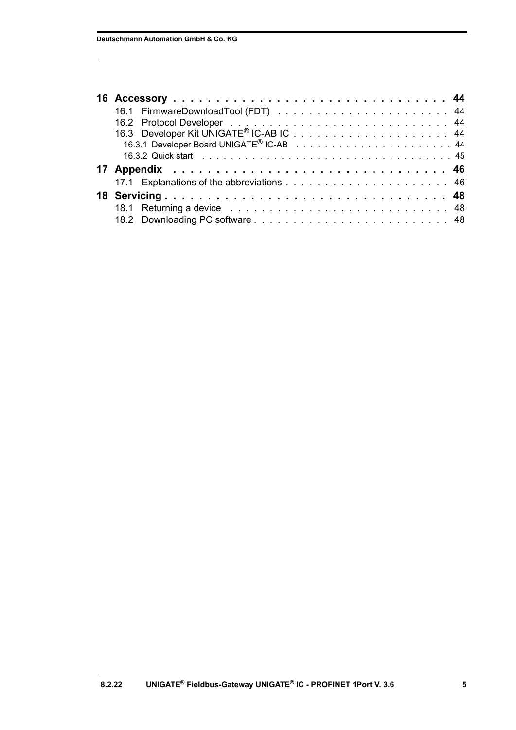**16 Accessory . . . . . . . . . . . . . . . . . . . . . . . . . . . . . . . . 44**

16.1 FirmwareDownloadTool (FDT) . . . . . . . . . . . . . . . . . . . . . . 44

16.2 Protocol Developer . . . . . . . . . . . . . . . . . . . . . . . . . . . 44

16.3 Developer Kit UNIGATE® IC-AB IC . . . . . . . . . . . . . . . . . . . . 44

16.3.1 Developer Board UNIGATE® IC-AB . . . . . . . . . . . . . . . . . . . . . 44

16.3.2 Quick start . . . . . . . . . . . . . . . . . . . . . . . . . . . . . . . . 45

**17 Appendix . . . . . . . . . . . . . . . . . . . . . . . . . . . . . . . . 46**

17.1 Explanations of the abbreviations . . . . . . . . . . . . . . . . . . . . 46

**18 Servicing . . . . . . . . . . . . . . . . . . . . . . . . . . . . . . . . 48**

18.1 Returning a device . . . . . . . . . . . . . . . . . . . . . . . . . . . 48

18.2 Downloading PC software . . . . . . . . . . . . . . . . . . . . . . . . . 48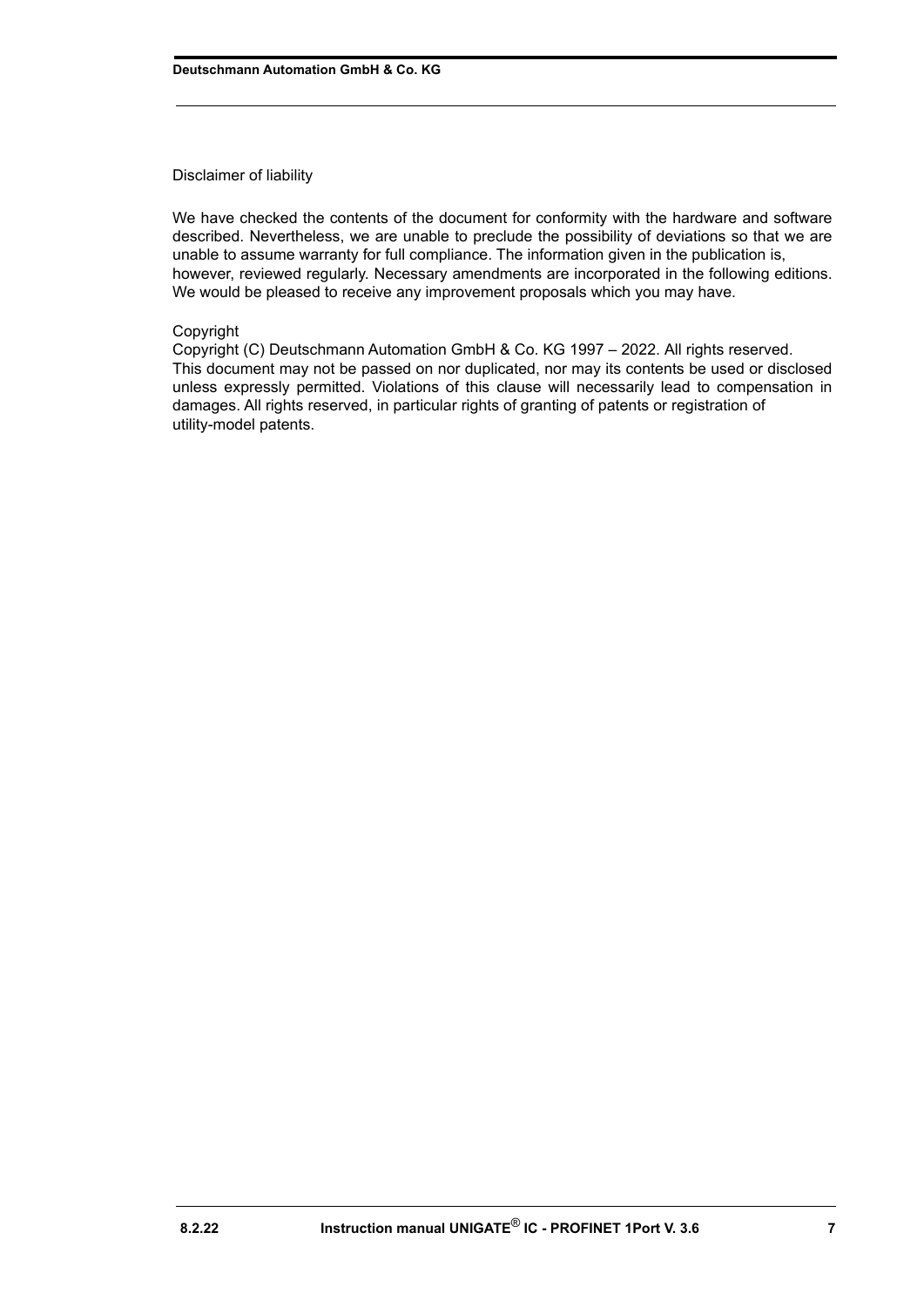Disclaimer of liability

We have checked the contents of the document for conformity with the hardware and software described. Nevertheless, we are unable to preclude the possibility of deviations so that we are unable to assume warranty for full compliance. The information given in the publication is, however, reviewed regularly. Necessary amendments are incorporated in the following editions. We would be pleased to receive any improvement proposals which you may have.

Copyright

Copyright (C) Deutschmann Automation GmbH & Co. KG 1997 – 2022. All rights reserved. This document may not be passed on nor duplicated, nor may its contents be used or disclosed unless expressly permitted. Violations of this clause will necessarily lead to compensation in damages. All rights reserved, in particular rights of granting of patents or registration of utility-model patents.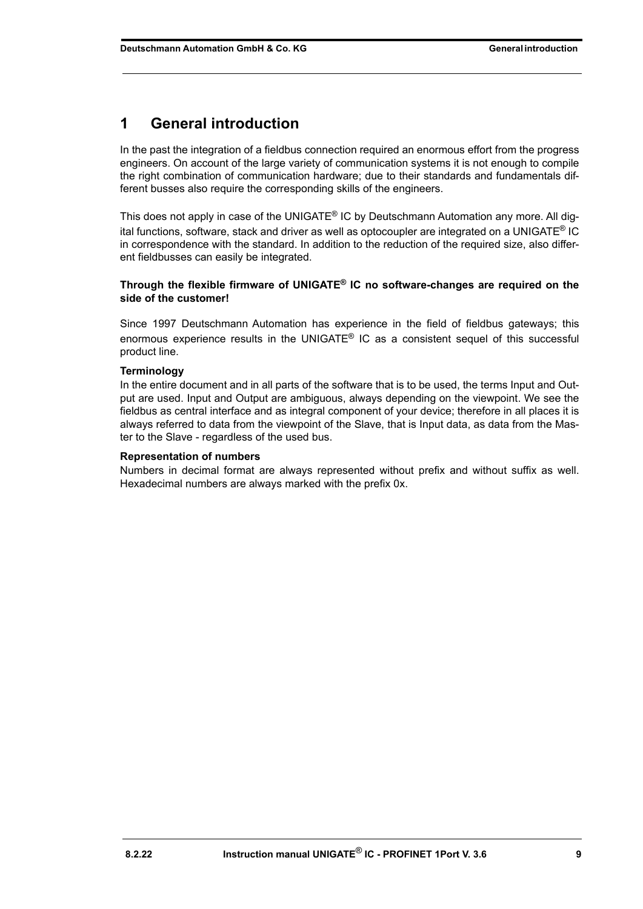# 1 General introduction

In the past the integration of a fieldbus connection required an enormous effort from the progress engineers. On account of the large variety of communication systems it is not enough to compile the right combination of communication hardware; due to their standards and fundamentals different busses also require the corresponding skills of the engineers.

This does not apply in case of the UNIGATE® IC by Deutschmann Automation any more. All digital functions, software, stack and driver as well as optocoupler are integrated on a UNIGATE® IC in correspondence with the standard. In addition to the reduction of the required size, also different fieldbusses can easily be integrated.

**Through the flexible firmware of UNIGATE® IC no software-changes are required on the side of the customer!**

Since 1997 Deutschmann Automation has experience in the field of fieldbus gateways; this enormous experience results in the UNIGATE® IC as a consistent sequel of this successful product line.

**Terminology**

In the entire document and in all parts of the software that is to be used, the terms Input and Output are used. Input and Output are ambiguous, always depending on the viewpoint. We see the fieldbus as central interface and as integral component of your device; therefore in all places it is always referred to data from the viewpoint of the Slave, that is Input data, as data from the Master to the Slave - regardless of the used bus.

**Representation of numbers**

Numbers in decimal format are always represented without prefix and without suffix as well. Hexadecimal numbers are always marked with the prefix 0x.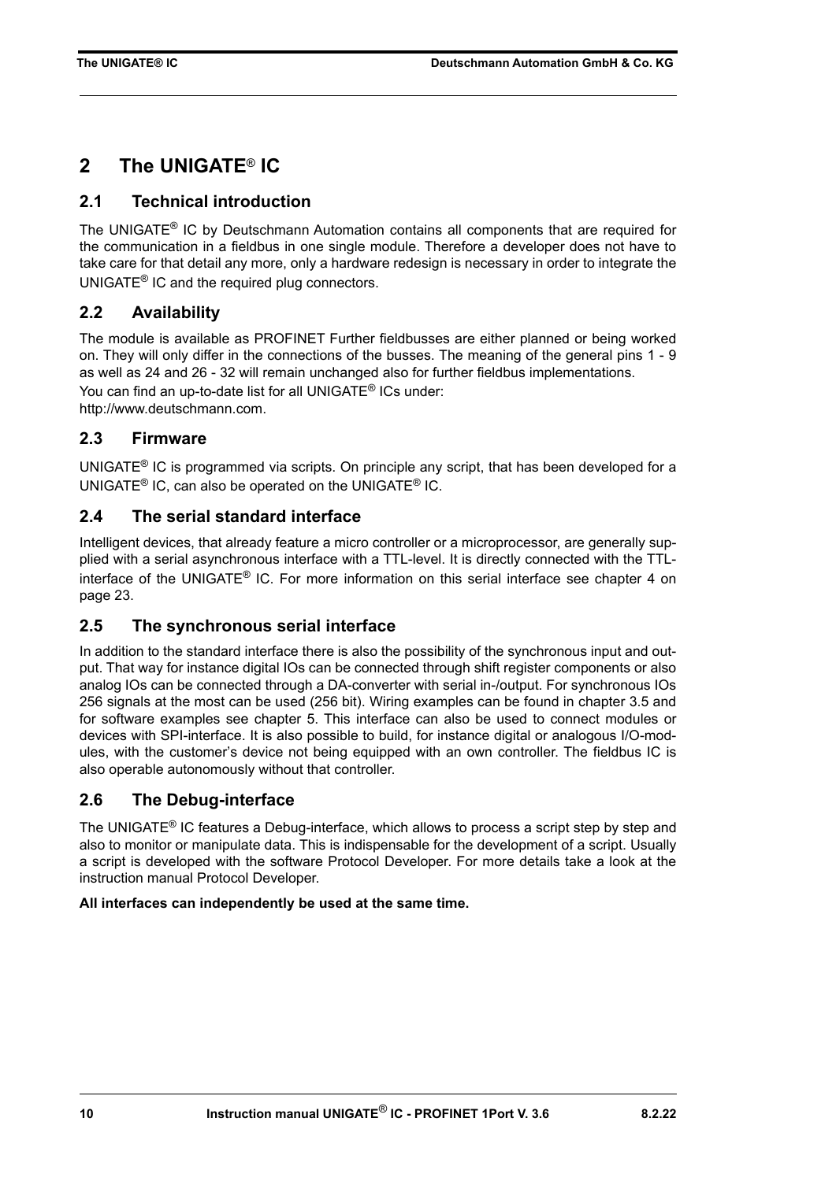# 2 The UNIGATE® IC

## 2.1 Technical introduction

The UNIGATE® IC by Deutschmann Automation contains all components that are required for the communication in a fieldbus in one single module. Therefore a developer does not have to take care for that detail any more, only a hardware redesign is necessary in order to integrate the UNIGATE® IC and the required plug connectors.

## 2.2 Availability

The module is available as PROFINET Further fieldbusses are either planned or being worked on. They will only differ in the connections of the busses. The meaning of the general pins 1 - 9 as well as 24 and 26 - 32 will remain unchanged also for further fieldbus implementations.
You can find an up-to-date list for all UNIGATE® ICs under:
http://www.deutschmann.com.

## 2.3 Firmware

UNIGATE® IC is programmed via scripts. On principle any script, that has been developed for a UNIGATE® IC, can also be operated on the UNIGATE® IC.

## 2.4 The serial standard interface

Intelligent devices, that already feature a micro controller or a microprocessor, are generally supplied with a serial asynchronous interface with a TTL-level. It is directly connected with the TTL-interface of the UNIGATE® IC. For more information on this serial interface see chapter 4 on page 23.

## 2.5 The synchronous serial interface

In addition to the standard interface there is also the possibility of the synchronous input and output. That way for instance digital IOs can be connected through shift register components or also analog IOs can be connected through a DA-converter with serial in-/output. For synchronous IOs 256 signals at the most can be used (256 bit). Wiring examples can be found in chapter 3.5 and for software examples see chapter 5. This interface can also be used to connect modules or devices with SPI-interface. It is also possible to build, for instance digital or analogous I/O-modules, with the customer's device not being equipped with an own controller. The fieldbus IC is also operable autonomously without that controller.

## 2.6 The Debug-interface

The UNIGATE® IC features a Debug-interface, which allows to process a script step by step and also to monitor or manipulate data. This is indispensable for the development of a script. Usually a script is developed with the software Protocol Developer. For more details take a look at the instruction manual Protocol Developer.

**All interfaces can independently be used at the same time.**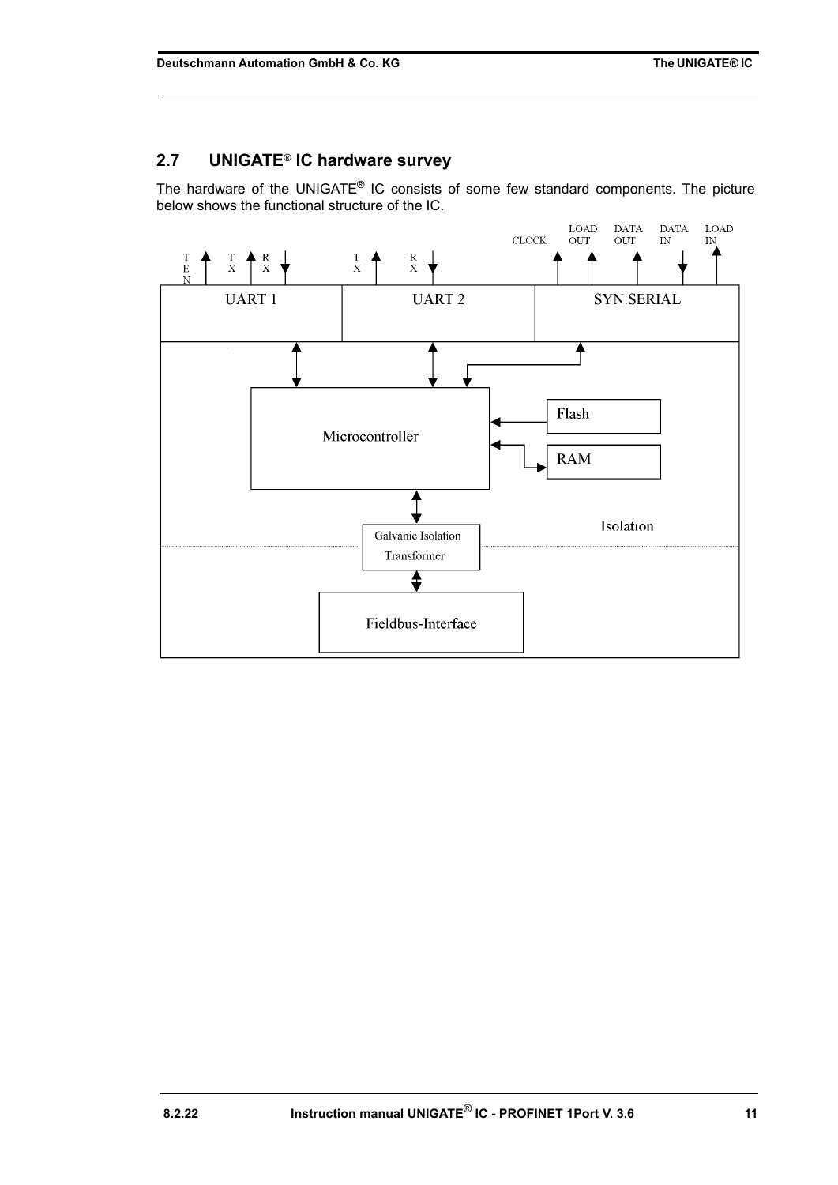## 2.7 UNIGATE® IC hardware survey

The hardware of the UNIGATE® IC consists of some few standard components. The picture below shows the functional structure of the IC.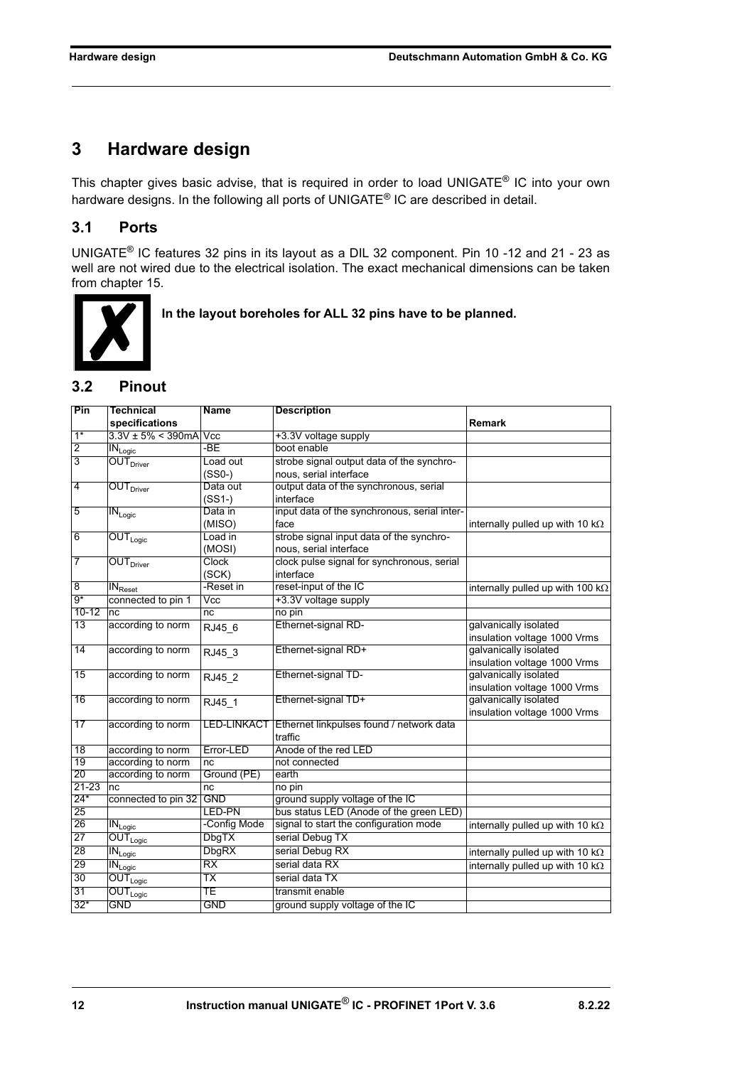# 3 Hardware design

This chapter gives basic advise, that is required in order to load UNIGATE® IC into your own hardware designs. In the following all ports of UNIGATE® IC are described in detail.

## 3.1 Ports

UNIGATE® IC features 32 pins in its layout as a DIL 32 component. Pin 10 -12 and 21 - 23 as well are not wired due to the electrical isolation. The exact mechanical dimensions can be taken from chapter 15.

**In the layout boreholes for ALL 32 pins have to be planned.**

## 3.2 Pinout

| Pin | Technical specifications | Name | Description | Remark |
|---|---|---|---|---|
| 1* | 3.3V ± 5% < 390mA | Vcc | +3.3V voltage supply | |
| 2 | $IN_{Logic}$ | -BE | boot enable | |
| 3 | $OUT_{Driver}$ | Load out (SS0-) | strobe signal output data of the synchronous, serial interface | |
| 4 | $OUT_{Driver}$ | Data out (SS1-) | output data of the synchronous, serial interface | |
| 5 | $IN_{Logic}$ | Data in (MISO) | input data of the synchronous, serial interface | internally pulled up with 10 kΩ |
| 6 | $OUT_{Logic}$ | Load in (MOSI) | strobe signal input data of the synchronous, serial interface | |
| 7 | $OUT_{Driver}$ | Clock (SCK) | clock pulse signal for synchronous, serial interface | |
| 8 | $IN_{Reset}$ | -Reset in | reset-input of the IC | internally pulled up with 100 kΩ |
| 9* | connected to pin 1 | Vcc | +3.3V voltage supply | |
| 10-12 | nc | nc | no pin | |
| 13 | according to norm | RJ45_6 | Ethernet-signal RD- | galvanically isolated insulation voltage 1000 Vrms |
| 14 | according to norm | RJ45_3 | Ethernet-signal RD+ | galvanically isolated insulation voltage 1000 Vrms |
| 15 | according to norm | RJ45_2 | Ethernet-signal TD- | galvanically isolated insulation voltage 1000 Vrms |
| 16 | according to norm | RJ45_1 | Ethernet-signal TD+ | galvanically isolated insulation voltage 1000 Vrms |
| 17 | according to norm | LED-LINKACT | Ethernet linkpulses found / network data traffic | |
| 18 | according to norm | Error-LED | Anode of the red LED | |
| 19 | according to norm | nc | not connected | |
| 20 | according to norm | Ground (PE) | earth | |
| 21-23 | nc | nc | no pin | |
| 24* | connected to pin 32 | GND | ground supply voltage of the IC | |
| 25 | | LED-PN | bus status LED (Anode of the green LED) | |
| 26 | $IN_{Logic}$ | -Config Mode | signal to start the configuration mode | internally pulled up with 10 kΩ |
| 27 | $OUT_{Logic}$ | DbgTX | serial Debug TX | |
| 28 | $IN_{Logic}$ | DbgRX | serial Debug RX | internally pulled up with 10 kΩ |
| 29 | $IN_{Logic}$ | RX | serial data RX | internally pulled up with 10 kΩ |
| 30 | $OUT_{Logic}$ | TX | serial data TX | |
| 31 | $OUT_{Logic}$ | TE | transmit enable | |
| 32* | GND | GND | ground supply voltage of the IC | |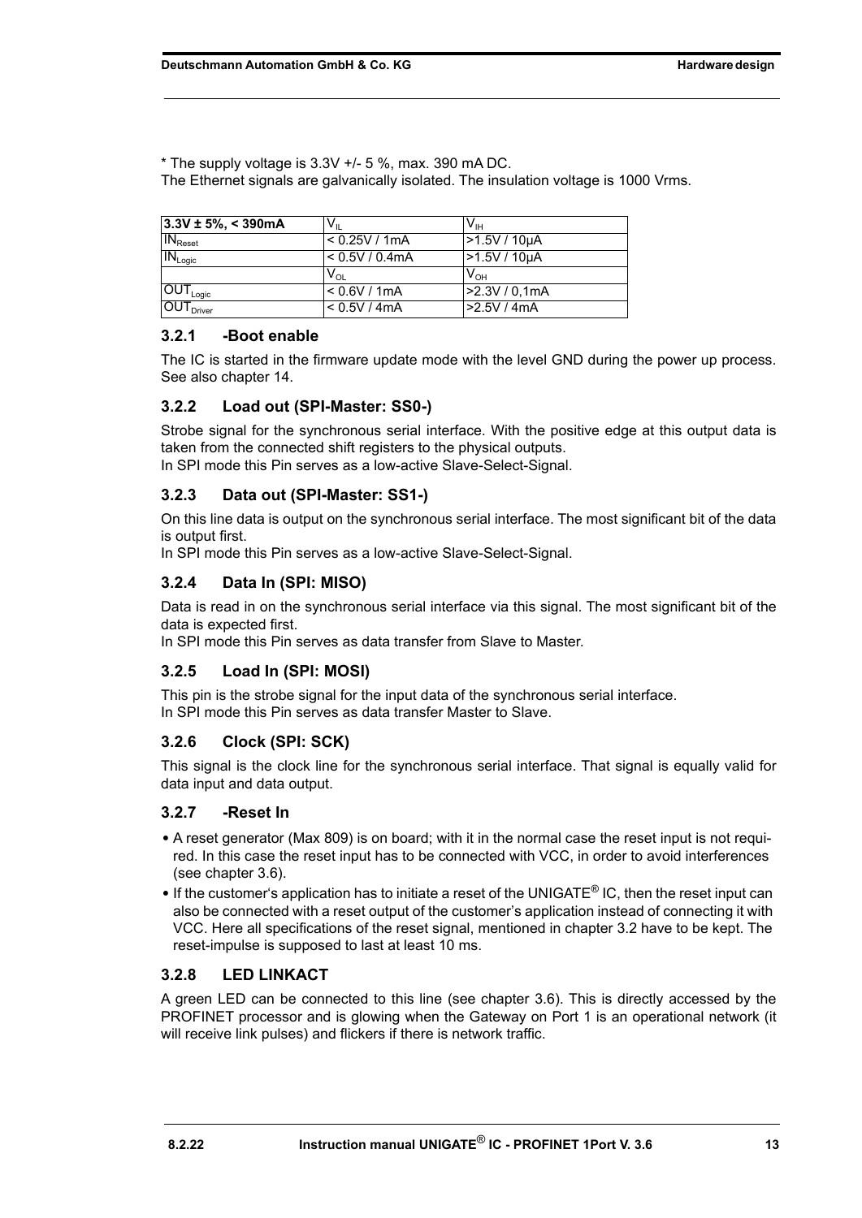* The supply voltage is 3.3V +/- 5 %, max. 390 mA DC.
The Ethernet signals are galvanically isolated. The insulation voltage is 1000 Vrms.

| **3.3V ± 5%, < 390mA** | $V_{IL}$ | $V_{IH}$ |
|---|---|---|
| $IN_{Reset}$ | < 0.25V / 1mA | >1.5V / 10µA |
| $IN_{Logic}$ | < 0.5V / 0.4mA | >1.5V / 10µA |
| | $V_{OL}$ | $V_{OH}$ |
| $OUT_{Logic}$ | < 0.6V / 1mA | >2.3V / 0,1mA |
| $OUT_{Driver}$ | < 0.5V / 4mA | >2.5V / 4mA |

### 3.2.1 -Boot enable

The IC is started in the firmware update mode with the level GND during the power up process. See also chapter 14.

### 3.2.2 Load out (SPI-Master: SS0-)

Strobe signal for the synchronous serial interface. With the positive edge at this output data is taken from the connected shift registers to the physical outputs.
In SPI mode this Pin serves as a low-active Slave-Select-Signal.

### 3.2.3 Data out (SPI-Master: SS1-)

On this line data is output on the synchronous serial interface. The most significant bit of the data is output first.
In SPI mode this Pin serves as a low-active Slave-Select-Signal.

### 3.2.4 Data In (SPI: MISO)

Data is read in on the synchronous serial interface via this signal. The most significant bit of the data is expected first.
In SPI mode this Pin serves as data transfer from Slave to Master.

### 3.2.5 Load In (SPI: MOSI)

This pin is the strobe signal for the input data of the synchronous serial interface.
In SPI mode this Pin serves as data transfer Master to Slave.

### 3.2.6 Clock (SPI: SCK)

This signal is the clock line for the synchronous serial interface. That signal is equally valid for data input and data output.

### 3.2.7 -Reset In

- A reset generator (Max 809) is on board; with it in the normal case the reset input is not required. In this case the reset input has to be connected with VCC, in order to avoid interferences (see chapter 3.6).
- If the customer's application has to initiate a reset of the UNIGATE® IC, then the reset input can also be connected with a reset output of the customer's application instead of connecting it with VCC. Here all specifications of the reset signal, mentioned in chapter 3.2 have to be kept. The reset-impulse is supposed to last at least 10 ms.

### 3.2.8 LED LINKACT

A green LED can be connected to this line (see chapter 3.6). This is directly accessed by the PROFINET processor and is glowing when the Gateway on Port 1 is an operational network (it will receive link pulses) and flickers if there is network traffic.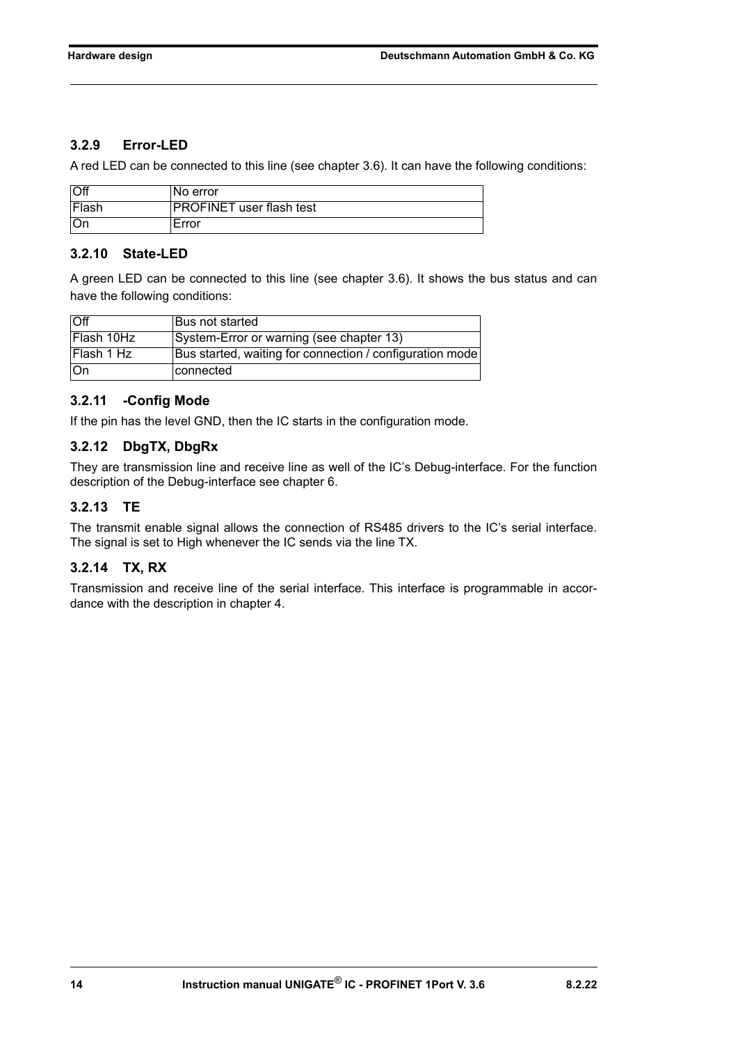### 3.2.9 Error-LED

A red LED can be connected to this line (see chapter 3.6). It can have the following conditions:

| Off | No error |
|---|---|
| Flash | PROFINET user flash test |
| On | Error |

### 3.2.10 State-LED

A green LED can be connected to this line (see chapter 3.6). It shows the bus status and can have the following conditions:

| Off | Bus not started |
|---|---|
| Flash 10Hz | System-Error or warning (see chapter 13) |
| Flash 1 Hz | Bus started, waiting for connection / configuration mode |
| On | connected |

### 3.2.11 -Config Mode

If the pin has the level GND, then the IC starts in the configuration mode.

### 3.2.12 DbgTX, DbgRx

They are transmission line and receive line as well of the IC's Debug-interface. For the function description of the Debug-interface see chapter 6.

### 3.2.13 TE

The transmit enable signal allows the connection of RS485 drivers to the IC's serial interface. The signal is set to High whenever the IC sends via the line TX.

### 3.2.14 TX, RX

Transmission and receive line of the serial interface. This interface is programmable in accordance with the description in chapter 4.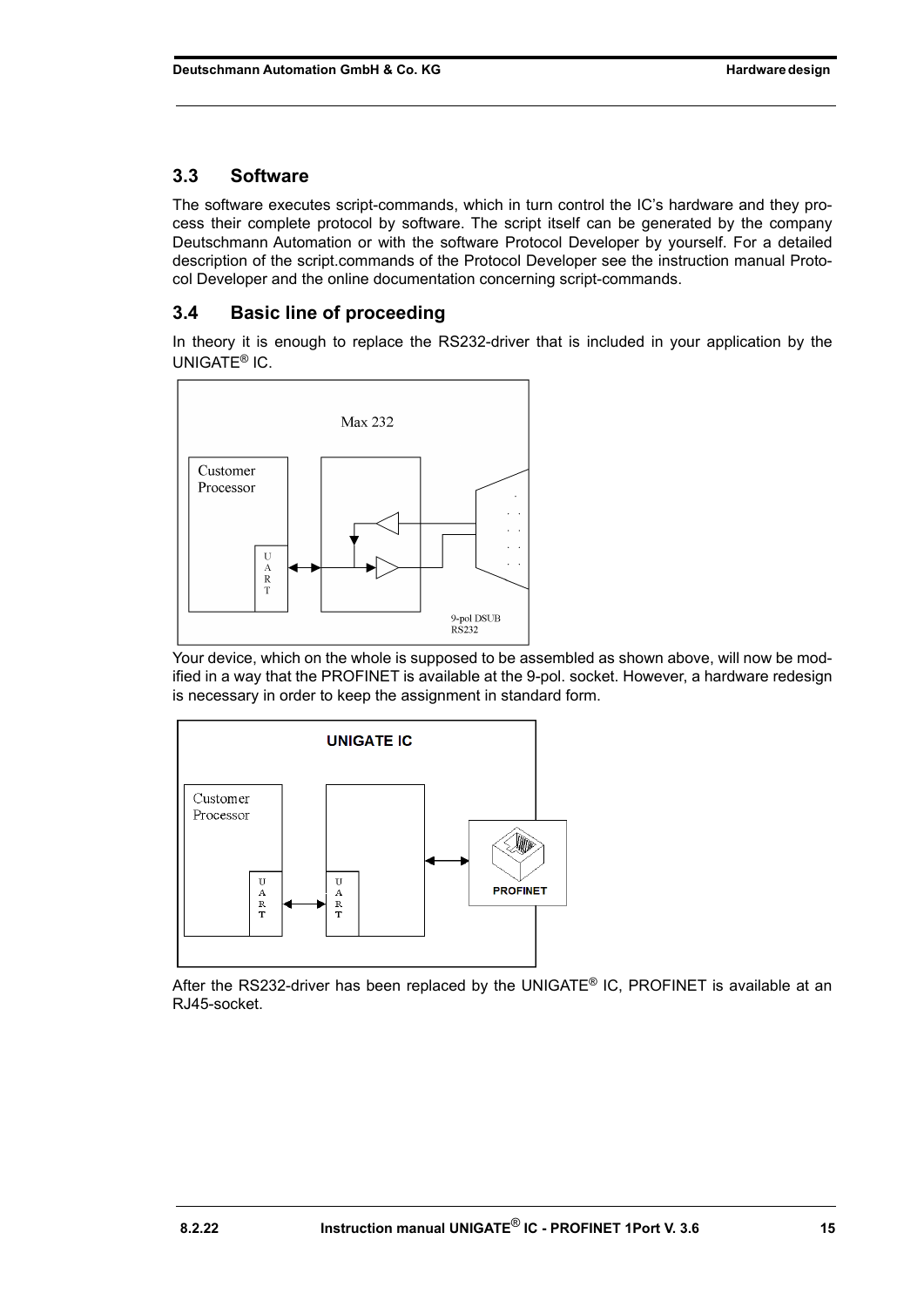## 3.3 Software

The software executes script-commands, which in turn control the IC's hardware and they process their complete protocol by software. The script itself can be generated by the company Deutschmann Automation or with the software Protocol Developer by yourself. For a detailed description of the script.commands of the Protocol Developer see the instruction manual Protocol Developer and the online documentation concerning script-commands.

## 3.4 Basic line of proceeding

In theory it is enough to replace the RS232-driver that is included in your application by the UNIGATE® IC.

Your device, which on the whole is supposed to be assembled as shown above, will now be modified in a way that the PROFINET is available at the 9-pol. socket. However, a hardware redesign is necessary in order to keep the assignment in standard form.

After the RS232-driver has been replaced by the UNIGATE® IC, PROFINET is available at an RJ45-socket.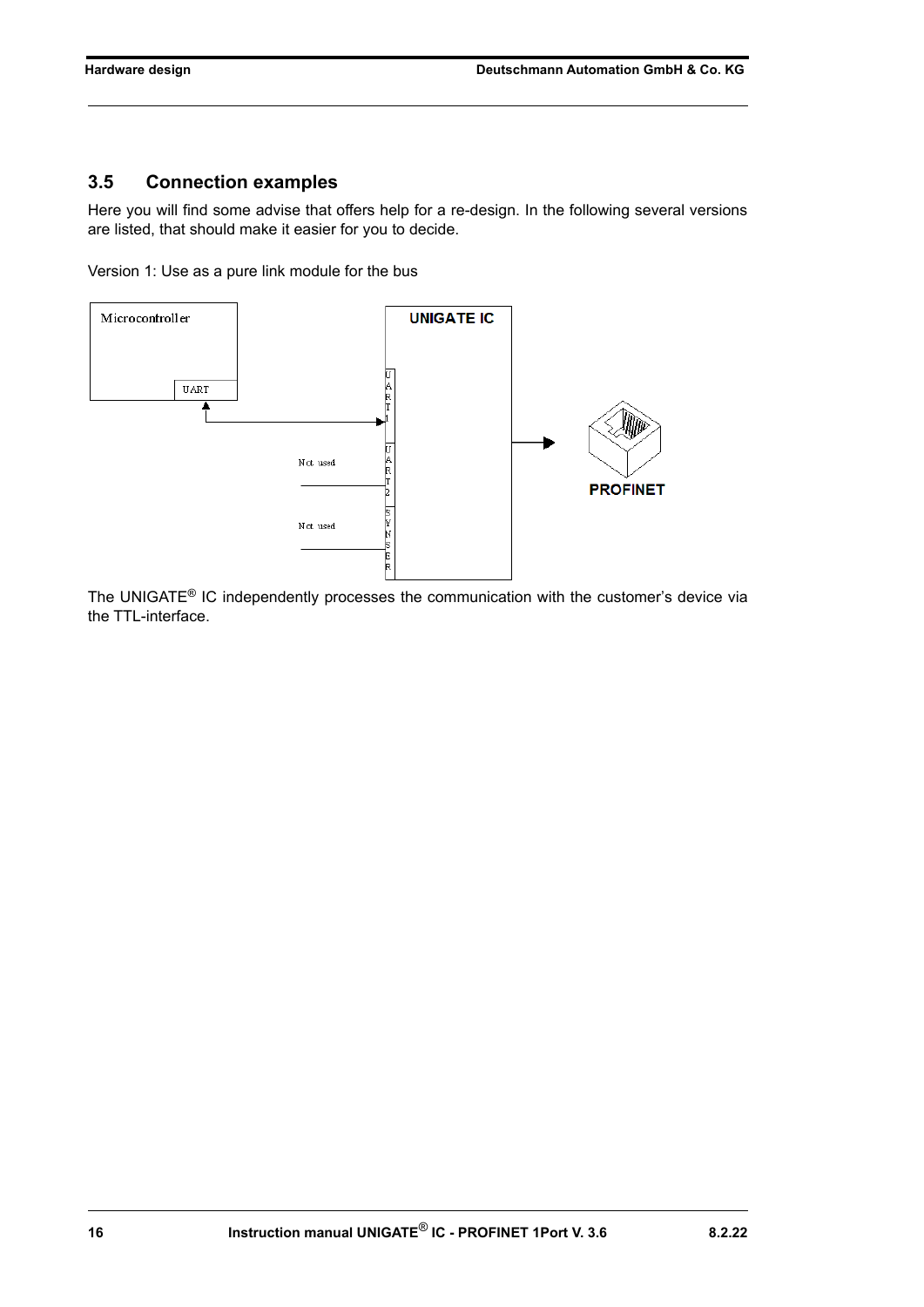## 3.5 Connection examples

Here you will find some advise that offers help for a re-design. In the following several versions are listed, that should make it easier for you to decide.

Version 1: Use as a pure link module for the bus

The UNIGATE® IC independently processes the communication with the customer's device via the TTL-interface.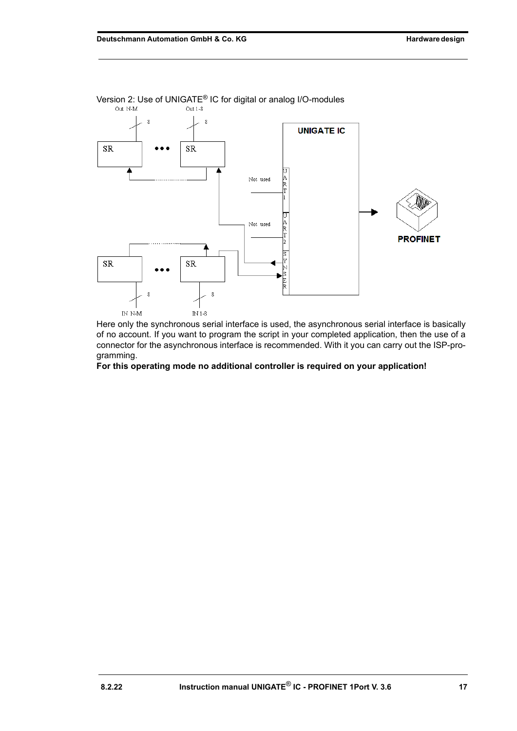Version 2: Use of UNIGATE® IC for digital or analog I/O-modules

Here only the synchronous serial interface is used, the asynchronous serial interface is basically of no account. If you want to program the script in your completed application, then the use of a connector for the asynchronous interface is recommended. With it you can carry out the ISP-programming.

**For this operating mode no additional controller is required on your application!**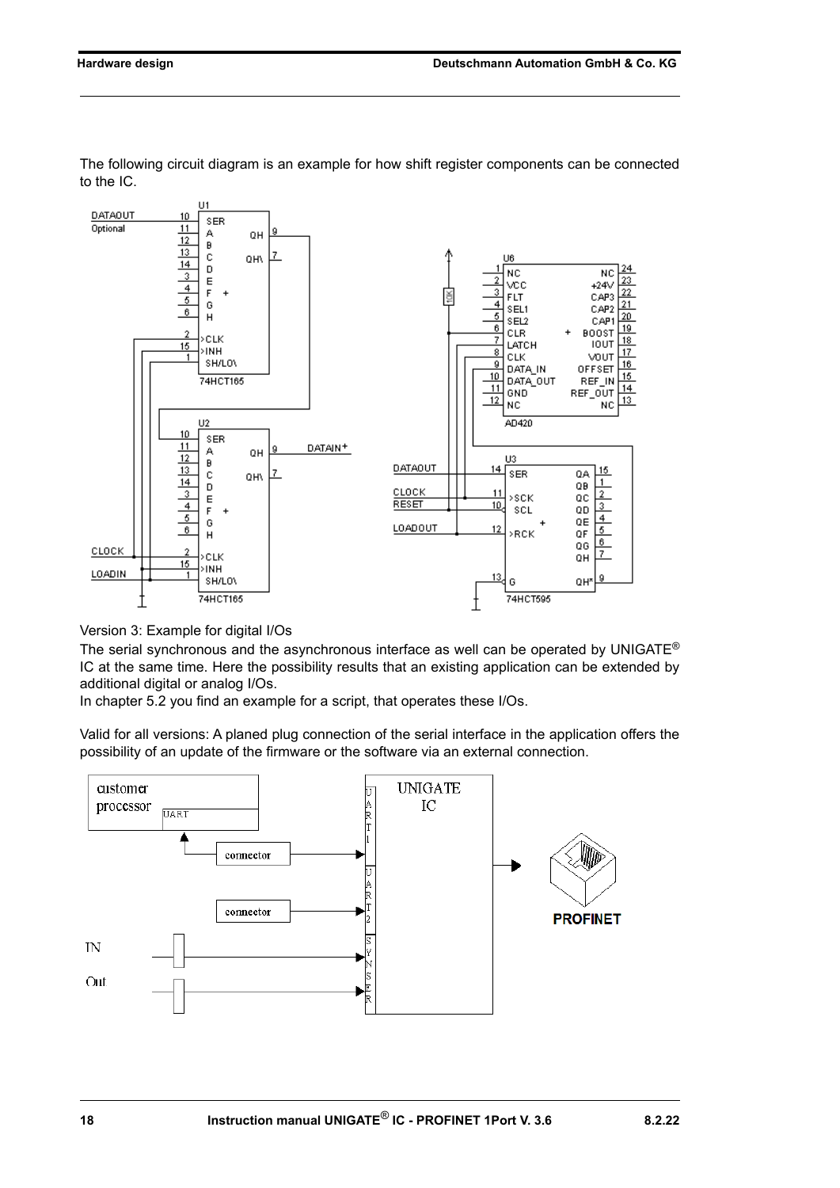The following circuit diagram is an example for how shift register components can be connected to the IC.

Version 3: Example for digital I/Os

The serial synchronous and the asynchronous interface as well can be operated by UNIGATE® IC at the same time. Here the possibility results that an existing application can be extended by additional digital or analog I/Os.

In chapter 5.2 you find an example for a script, that operates these I/Os.

Valid for all versions: A planed plug connection of the serial interface in the application offers the possibility of an update of the firmware or the software via an external connection.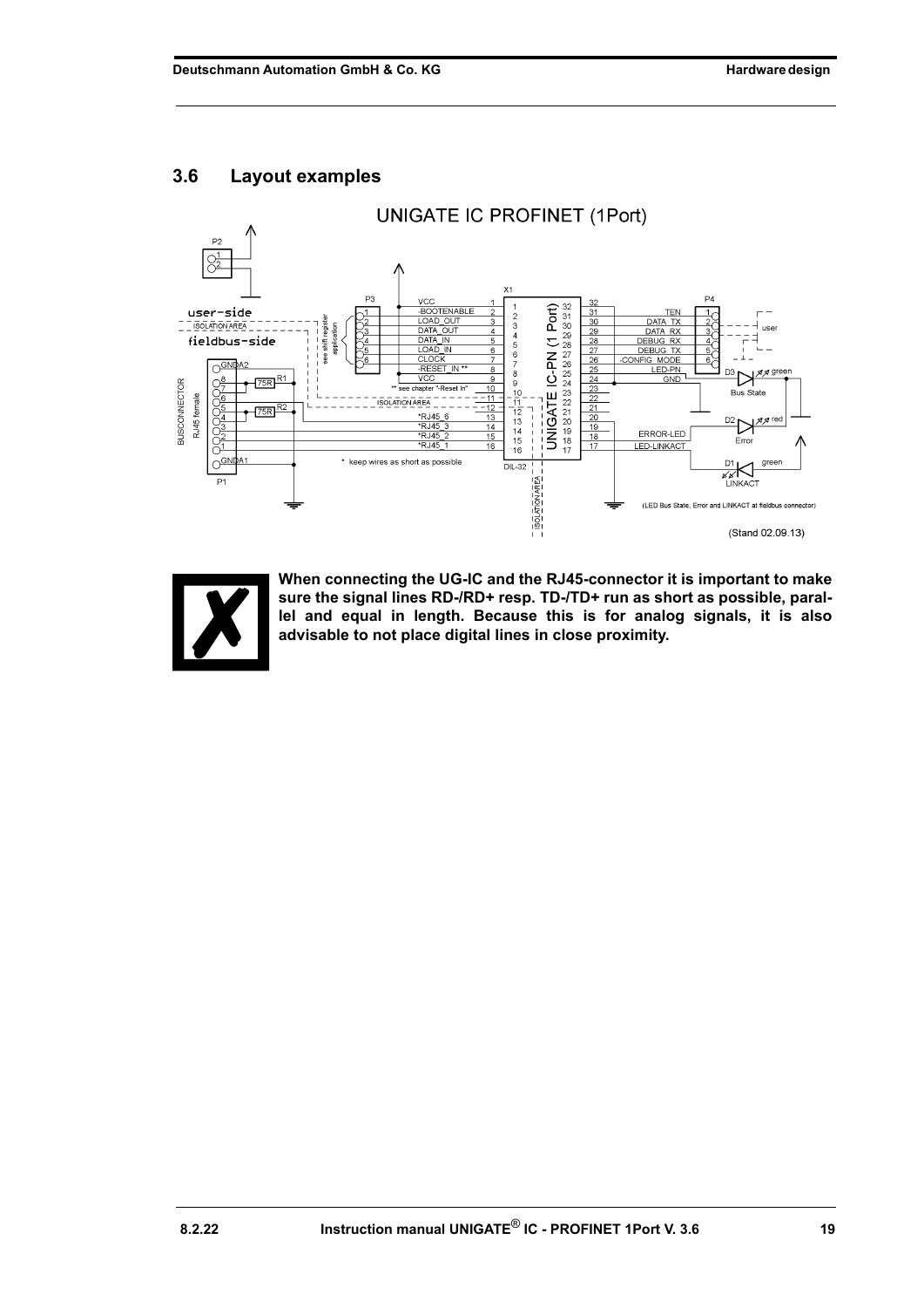## 3.6 Layout examples

UNIGATE IC PROFINET (1Port)

**When connecting the UG-IC and the RJ45-connector it is important to make sure the signal lines RD-/RD+ resp. TD-/TD+ run as short as possible, parallel and equal in length. Because this is for analog signals, it is also advisable to not place digital lines in close proximity.**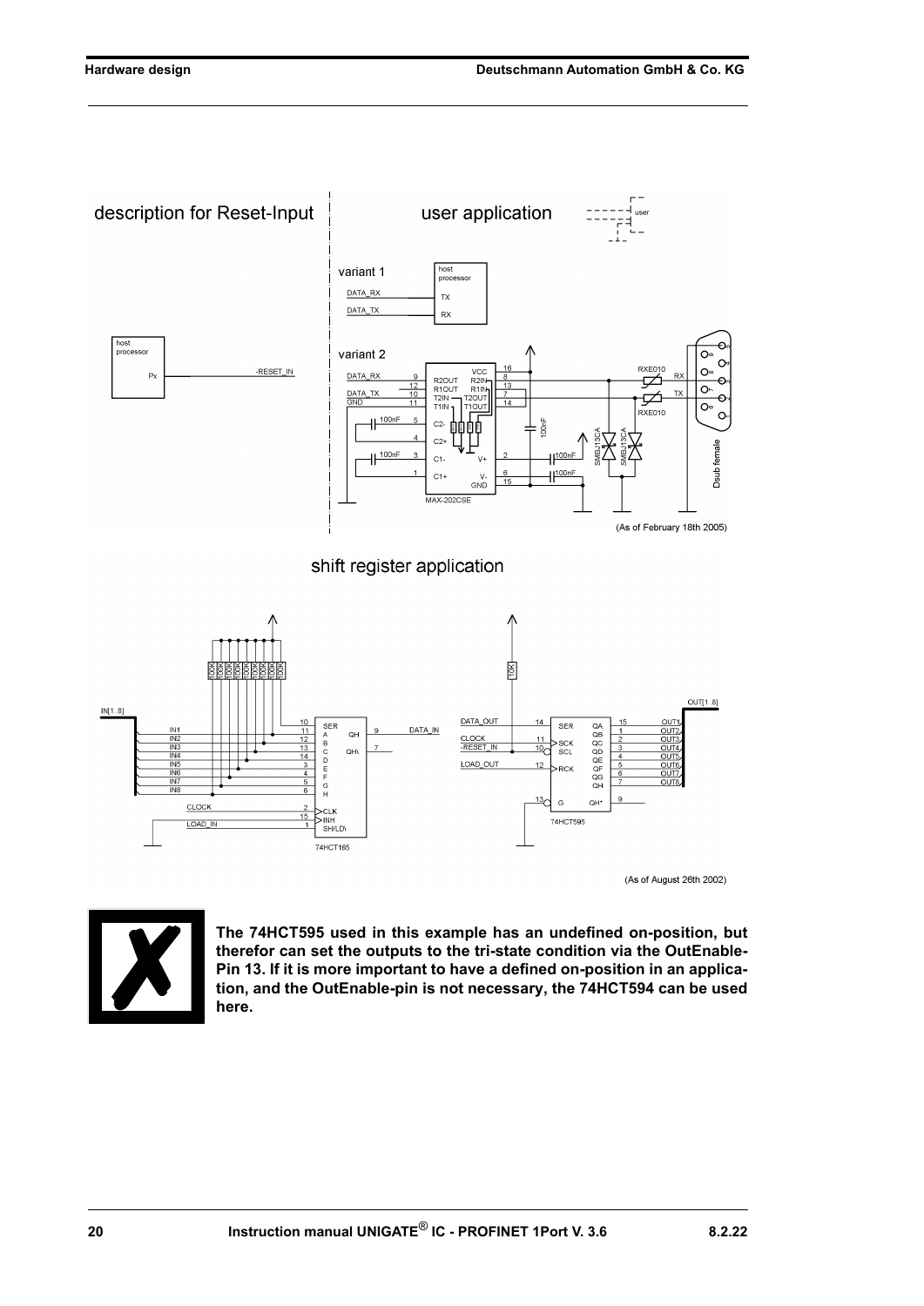description for Reset-Input

user application

variant 1

variant 2

(As of February 18th 2005)

shift register application

(As of August 26th 2002)

**The 74HCT595 used in this example has an undefined on-position, but therefor can set the outputs to the tri-state condition via the OutEnable-Pin 13. If it is more important to have a defined on-position in an application, and the OutEnable-pin is not necessary, the 74HCT594 can be used here.**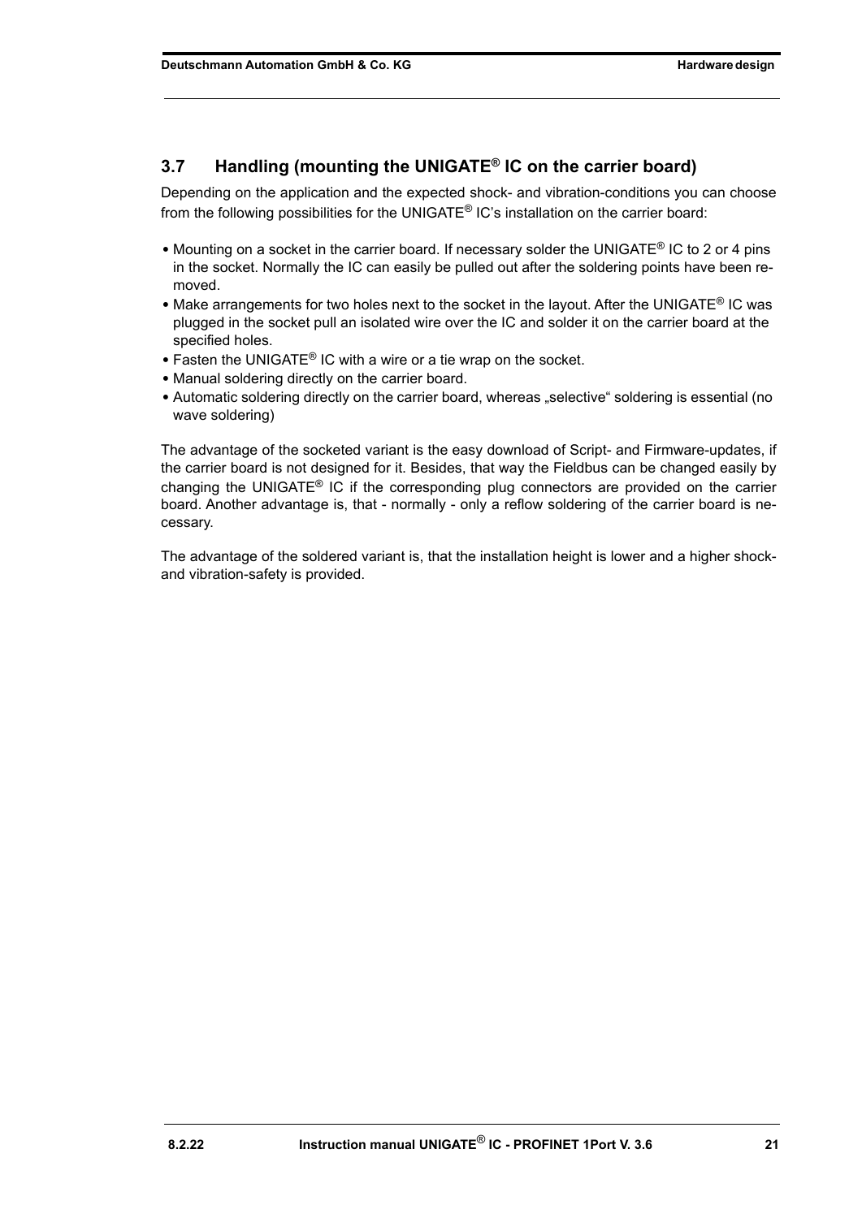## 3.7 Handling (mounting the UNIGATE® IC on the carrier board)

Depending on the application and the expected shock- and vibration-conditions you can choose from the following possibilities for the UNIGATE® IC's installation on the carrier board:

- Mounting on a socket in the carrier board. If necessary solder the UNIGATE® IC to 2 or 4 pins in the socket. Normally the IC can easily be pulled out after the soldering points have been removed.
- Make arrangements for two holes next to the socket in the layout. After the UNIGATE® IC was plugged in the socket pull an isolated wire over the IC and solder it on the carrier board at the specified holes.
- Fasten the UNIGATE® IC with a wire or a tie wrap on the socket.
- Manual soldering directly on the carrier board.
- Automatic soldering directly on the carrier board, whereas „selective" soldering is essential (no wave soldering)

The advantage of the socketed variant is the easy download of Script- and Firmware-updates, if the carrier board is not designed for it. Besides, that way the Fieldbus can be changed easily by changing the UNIGATE® IC if the corresponding plug connectors are provided on the carrier board. Another advantage is, that - normally - only a reflow soldering of the carrier board is necessary.

The advantage of the soldered variant is, that the installation height is lower and a higher shock- and vibration-safety is provided.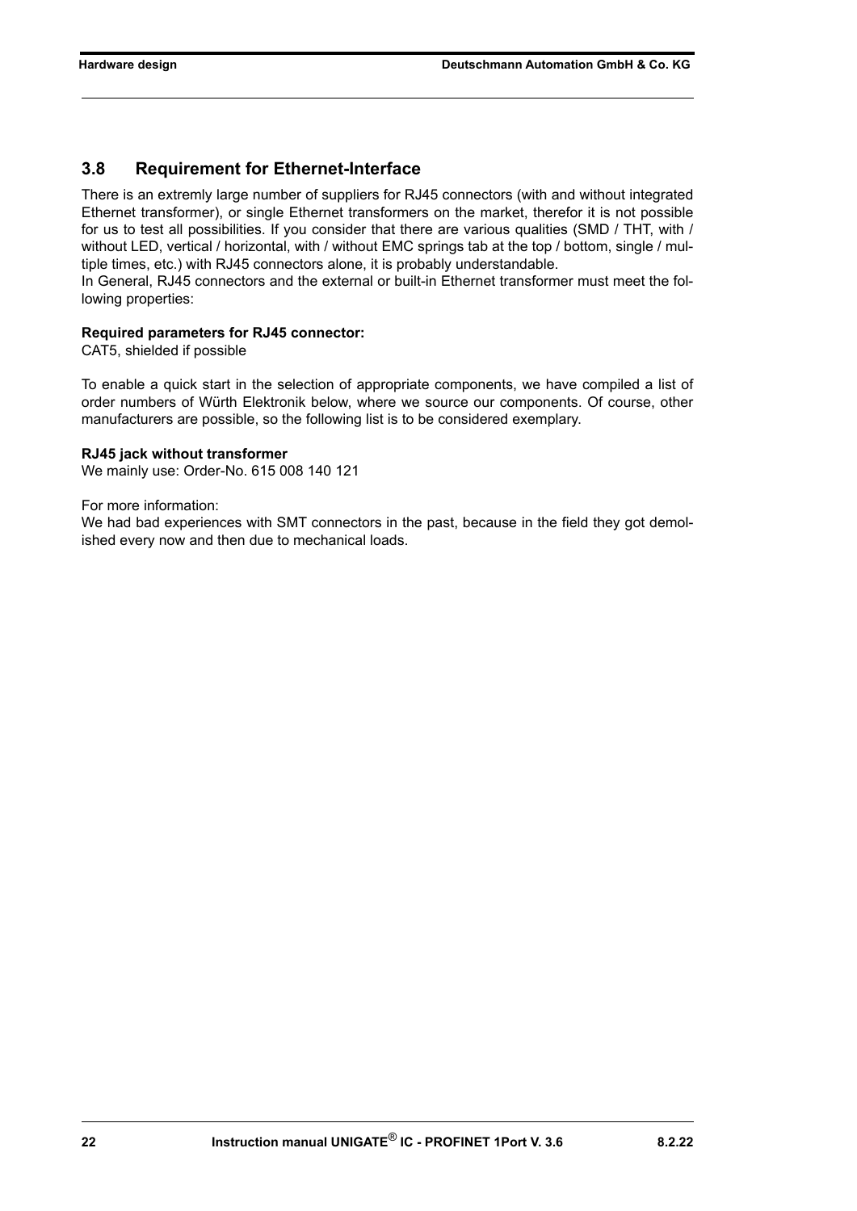## 3.8 Requirement for Ethernet-Interface

There is an extremly large number of suppliers for RJ45 connectors (with and without integrated Ethernet transformer), or single Ethernet transformers on the market, therefor it is not possible for us to test all possibilities. If you consider that there are various qualities (SMD / THT, with / without LED, vertical / horizontal, with / without EMC springs tab at the top / bottom, single / multiple times, etc.) with RJ45 connectors alone, it is probably understandable.
In General, RJ45 connectors and the external or built-in Ethernet transformer must meet the following properties:

**Required parameters for RJ45 connector:**
CAT5, shielded if possible

To enable a quick start in the selection of appropriate components, we have compiled a list of order numbers of Würth Elektronik below, where we source our components. Of course, other manufacturers are possible, so the following list is to be considered exemplary.

**RJ45 jack without transformer**
We mainly use: Order-No. 615 008 140 121

For more information:
We had bad experiences with SMT connectors in the past, because in the field they got demolished every now and then due to mechanical loads.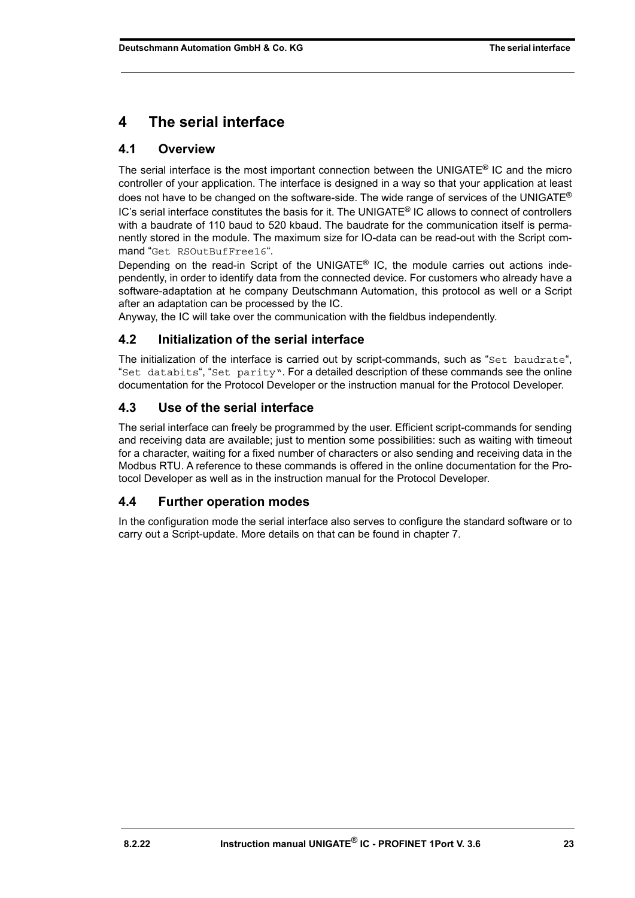# 4 The serial interface

## 4.1 Overview

The serial interface is the most important connection between the UNIGATE® IC and the micro controller of your application. The interface is designed in a way so that your application at least does not have to be changed on the software-side. The wide range of services of the UNIGATE® IC's serial interface constitutes the basis for it. The UNIGATE® IC allows to connect of controllers with a baudrate of 110 baud to 520 kbaud. The baudrate for the communication itself is permanently stored in the module. The maximum size for IO-data can be read-out with the Script command "`Get RSOutBufFree16`".

Depending on the read-in Script of the UNIGATE® IC, the module carries out actions independently, in order to identify data from the connected device. For customers who already have a software-adaptation at he company Deutschmann Automation, this protocol as well or a Script after an adaptation can be processed by the IC.

Anyway, the IC will take over the communication with the fieldbus independently.

## 4.2 Initialization of the serial interface

The initialization of the interface is carried out by script-commands, such as "`Set baudrate`", "`Set databits`", "`Set parity`". For a detailed description of these commands see the online documentation for the Protocol Developer or the instruction manual for the Protocol Developer.

## 4.3 Use of the serial interface

The serial interface can freely be programmed by the user. Efficient script-commands for sending and receiving data are available; just to mention some possibilities: such as waiting with timeout for a character, waiting for a fixed number of characters or also sending and receiving data in the Modbus RTU. A reference to these commands is offered in the online documentation for the Protocol Developer as well as in the instruction manual for the Protocol Developer.

## 4.4 Further operation modes

In the configuration mode the serial interface also serves to configure the standard software or to carry out a Script-update. More details on that can be found in chapter 7.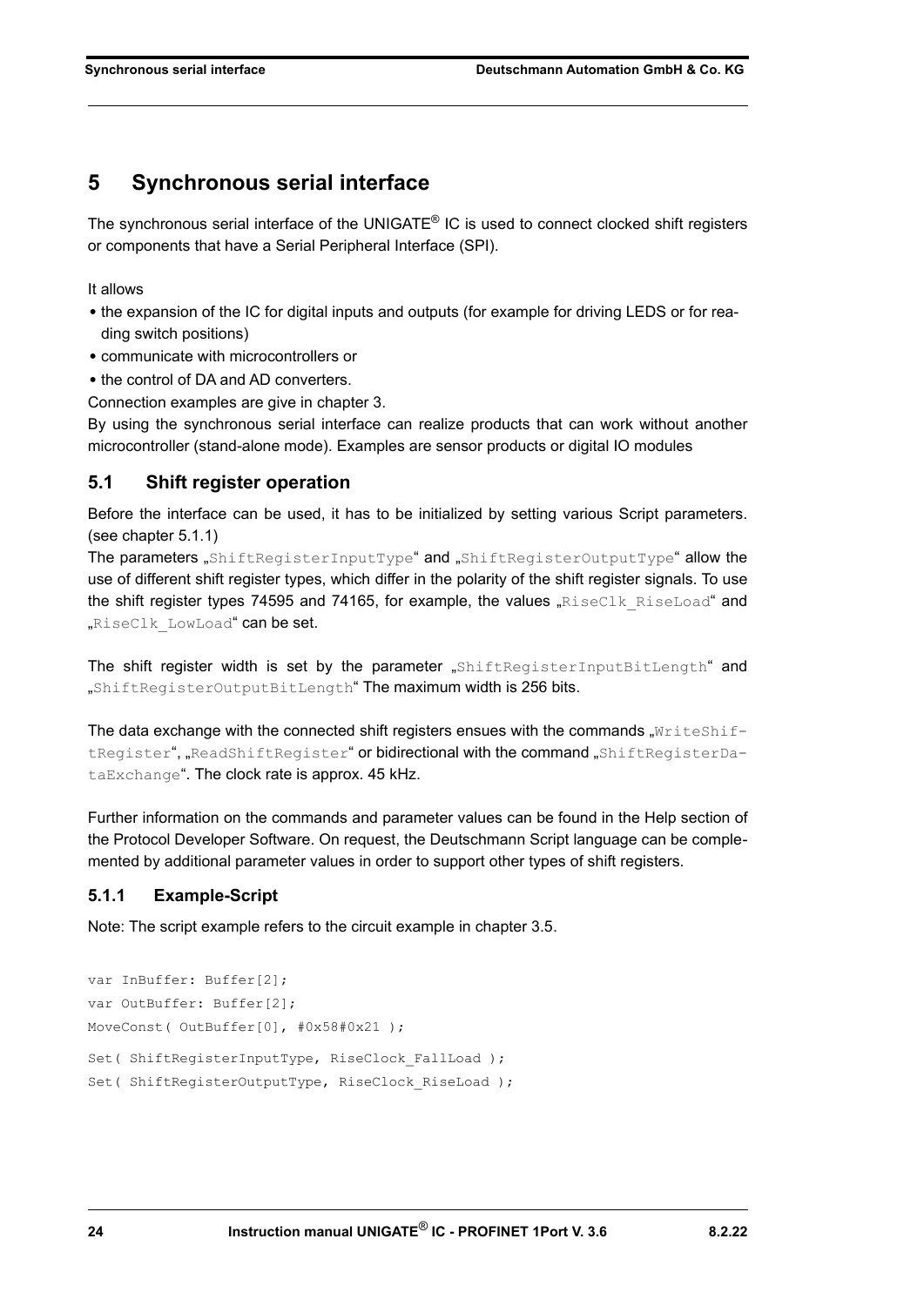# 5 Synchronous serial interface

The synchronous serial interface of the UNIGATE® IC is used to connect clocked shift registers or components that have a Serial Peripheral Interface (SPI).

It allows

- the expansion of the IC for digital inputs and outputs (for example for driving LEDS or for reading switch positions)
- communicate with microcontrollers or
- the control of DA and AD converters.

Connection examples are give in chapter 3.

By using the synchronous serial interface can realize products that can work without another microcontroller (stand-alone mode). Examples are sensor products or digital IO modules

## 5.1 Shift register operation

Before the interface can be used, it has to be initialized by setting various Script parameters. (see chapter 5.1.1)

The parameters „`ShiftRegisterInputType`“ and „`ShiftRegisterOutputType`“ allow the use of different shift register types, which differ in the polarity of the shift register signals. To use the shift register types 74595 and 74165, for example, the values „`RiseClk_RiseLoad`“ and „`RiseClk_LowLoad`“ can be set.

The shift register width is set by the parameter „`ShiftRegisterInputBitLength`“ and „`ShiftRegisterOutputBitLength`“ The maximum width is 256 bits.

The data exchange with the connected shift registers ensues with the commands „`WriteShiftRegister`“, „`ReadShiftRegister`“ or bidirectional with the command „`ShiftRegisterDataExchange`“. The clock rate is approx. 45 kHz.

Further information on the commands and parameter values can be found in the Help section of the Protocol Developer Software. On request, the Deutschmann Script language can be complemented by additional parameter values in order to support other types of shift registers.

### 5.1.1 Example-Script

Note: The script example refers to the circuit example in chapter 3.5.

```
var InBuffer: Buffer[2];
var OutBuffer: Buffer[2];
MoveConst( OutBuffer[0], #0x58#0x21 );

Set( ShiftRegisterInputType, RiseClock_FallLoad );
Set( ShiftRegisterOutputType, RiseClock_RiseLoad );
```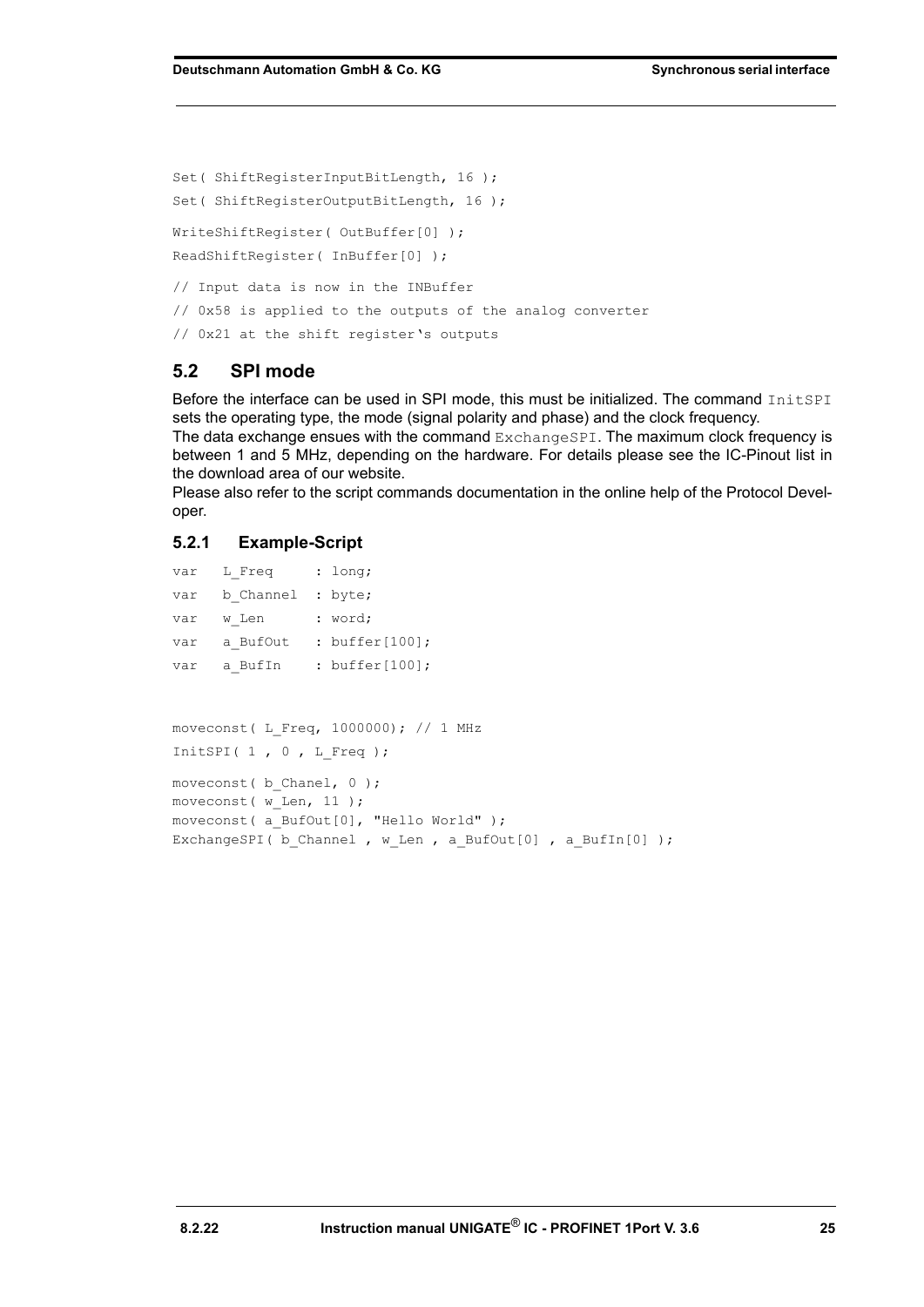```
Set( ShiftRegisterInputBitLength, 16 );
Set( ShiftRegisterOutputBitLength, 16 );
WriteShiftRegister( OutBuffer[0] );
ReadShiftRegister( InBuffer[0] );
// Input data is now in the INBuffer
// 0x58 is applied to the outputs of the analog converter
// 0x21 at the shift register's outputs
```

## 5.2 SPI mode

Before the interface can be used in SPI mode, this must be initialized. The command `InitSPI` sets the operating type, the mode (signal polarity and phase) and the clock frequency.
The data exchange ensues with the command `ExchangeSPI`. The maximum clock frequency is between 1 and 5 MHz, depending on the hardware. For details please see the IC-Pinout list in the download area of our website.
Please also refer to the script commands documentation in the online help of the Protocol Developer.

### 5.2.1 Example-Script

```
var   L_Freq     : long;
var   b_Channel  : byte;
var   w_Len      : word;
var   a_BufOut   : buffer[100];
var   a_BufIn    : buffer[100];


moveconst( L_Freq, 1000000); // 1 MHz
InitSPI( 1 , 0 , L_Freq );
moveconst( b_Chanel, 0 );
moveconst( w_Len, 11 );
moveconst( a_BufOut[0], "Hello World" );
ExchangeSPI( b_Channel , w_Len , a_BufOut[0] , a_BufIn[0] );
```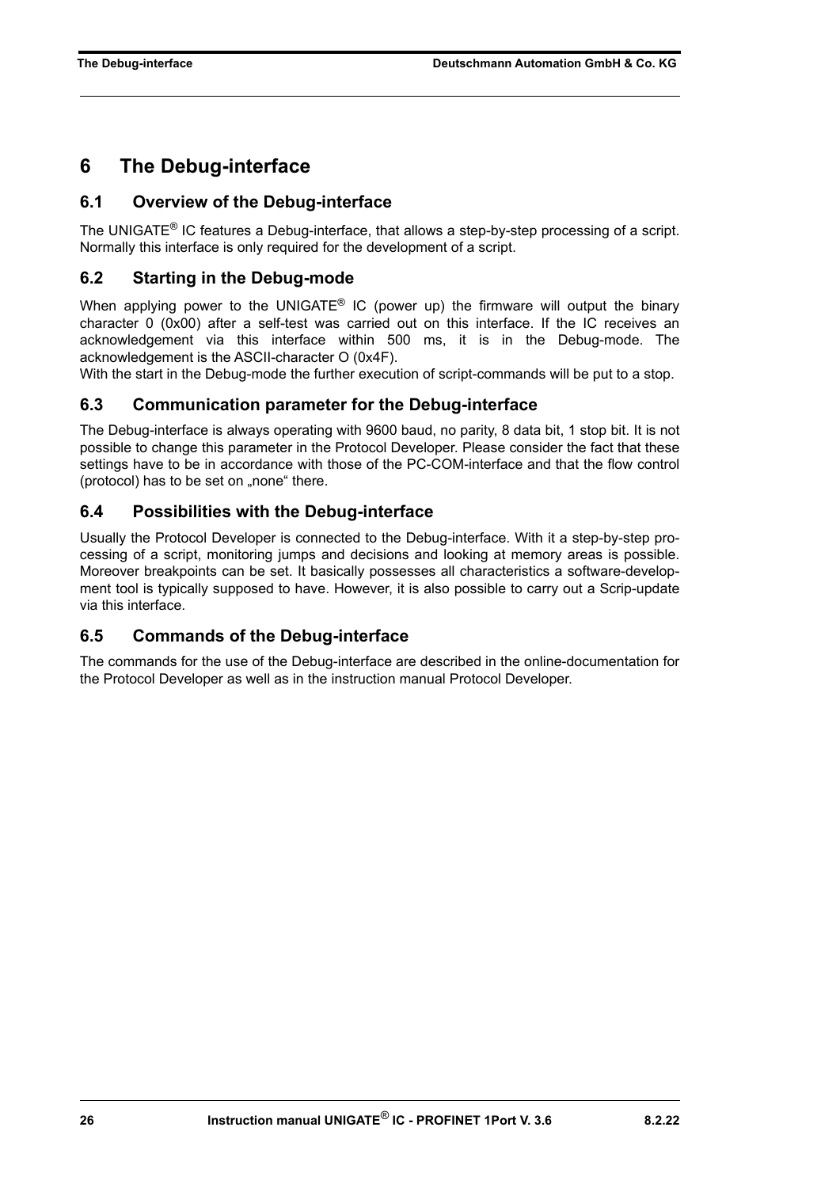# 6 The Debug-interface

## 6.1 Overview of the Debug-interface

The UNIGATE® IC features a Debug-interface, that allows a step-by-step processing of a script. Normally this interface is only required for the development of a script.

## 6.2 Starting in the Debug-mode

When applying power to the UNIGATE® IC (power up) the firmware will output the binary character 0 (0x00) after a self-test was carried out on this interface. If the IC receives an acknowledgement via this interface within 500 ms, it is in the Debug-mode. The acknowledgement is the ASCII-character O (0x4F).
With the start in the Debug-mode the further execution of script-commands will be put to a stop.

## 6.3 Communication parameter for the Debug-interface

The Debug-interface is always operating with 9600 baud, no parity, 8 data bit, 1 stop bit. It is not possible to change this parameter in the Protocol Developer. Please consider the fact that these settings have to be in accordance with those of the PC-COM-interface and that the flow control (protocol) has to be set on „none“ there.

## 6.4 Possibilities with the Debug-interface

Usually the Protocol Developer is connected to the Debug-interface. With it a step-by-step processing of a script, monitoring jumps and decisions and looking at memory areas is possible. Moreover breakpoints can be set. It basically possesses all characteristics a software-development tool is typically supposed to have. However, it is also possible to carry out a Scrip-update via this interface.

## 6.5 Commands of the Debug-interface

The commands for the use of the Debug-interface are described in the online-documentation for the Protocol Developer as well as in the instruction manual Protocol Developer.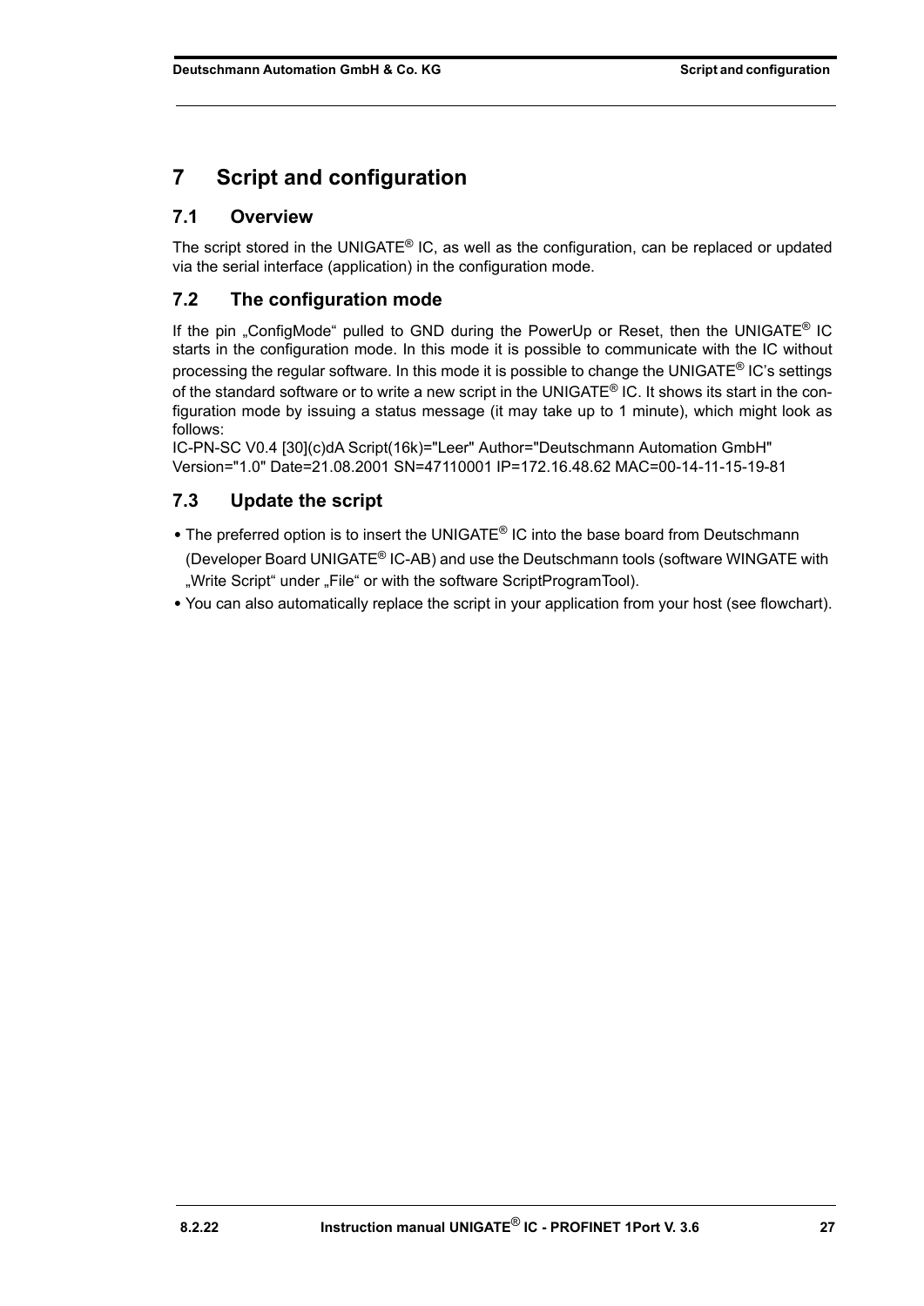# 7 Script and configuration

## 7.1 Overview

The script stored in the UNIGATE® IC, as well as the configuration, can be replaced or updated via the serial interface (application) in the configuration mode.

## 7.2 The configuration mode

If the pin „ConfigMode“ pulled to GND during the PowerUp or Reset, then the UNIGATE® IC starts in the configuration mode. In this mode it is possible to communicate with the IC without processing the regular software. In this mode it is possible to change the UNIGATE® IC’s settings of the standard software or to write a new script in the UNIGATE® IC. It shows its start in the configuration mode by issuing a status message (it may take up to 1 minute), which might look as follows:
IC-PN-SC V0.4 [30](c)dA Script(16k)="Leer" Author="Deutschmann Automation GmbH" Version="1.0" Date=21.08.2001 SN=47110001 IP=172.16.48.62 MAC=00-14-11-15-19-81

## 7.3 Update the script

- The preferred option is to insert the UNIGATE® IC into the base board from Deutschmann (Developer Board UNIGATE® IC-AB) and use the Deutschmann tools (software WINGATE with „Write Script“ under „File“ or with the software ScriptProgramTool).
- You can also automatically replace the script in your application from your host (see flowchart).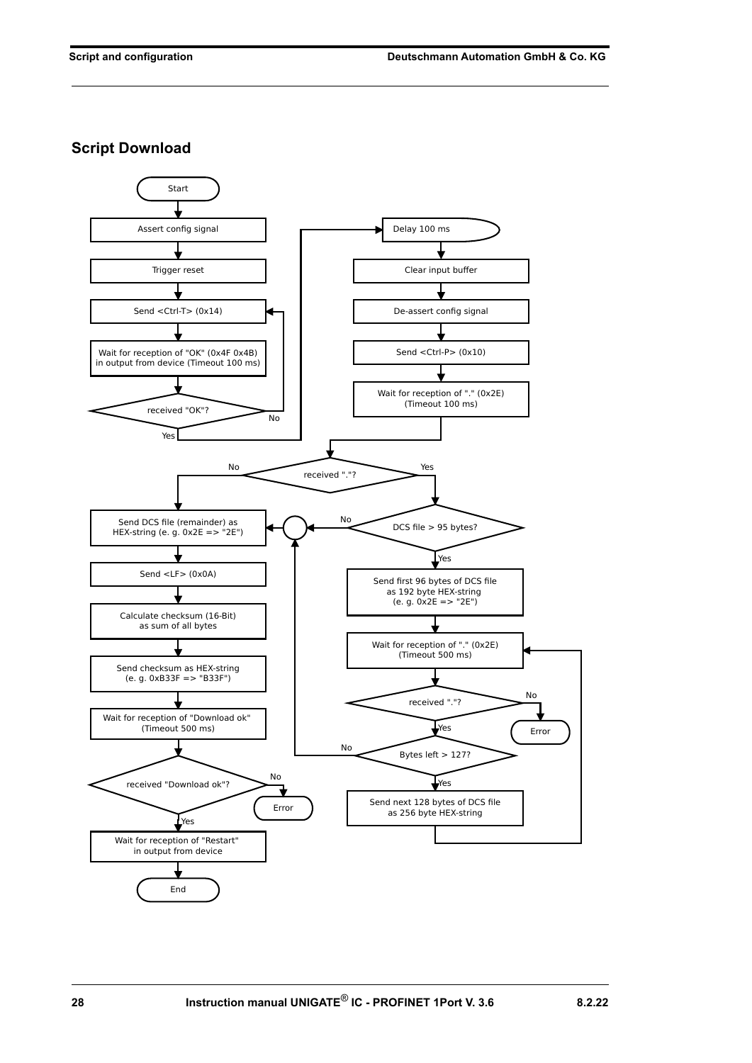## Script Download

Start

Assert config signal

Trigger reset

Send <Ctrl-T> (0x14)

Wait for reception of "OK" (0x4F 0x4B) in output from device (Timeout 100 ms)

received "OK"? — No: back to Send <Ctrl-T> (0x14); Yes: continue

Delay 100 ms

Clear input buffer

De-assert config signal

Send <Ctrl-P> (0x10)

Wait for reception of "." (0x2E) (Timeout 100 ms)

received "."? — No: Send DCS file (remainder); Yes: DCS file > 95 bytes?

DCS file > 95 bytes? — No: Send DCS file (remainder); Yes: continue

Send first 96 bytes of DCS file as 192 byte HEX-string (e. g. 0x2E => "2E")

Wait for reception of "." (0x2E) (Timeout 500 ms)

received "."? — No: Error; Yes: continue

Bytes left > 127? — No: Send DCS file (remainder); Yes: continue

Send next 128 bytes of DCS file as 256 byte HEX-string (back to Wait for reception of "." (0x2E) (Timeout 500 ms))

Send DCS file (remainder) as HEX-string (e. g. 0x2E => "2E")

Send <LF> (0x0A)

Calculate checksum (16-Bit) as sum of all bytes

Send checksum as HEX-string (e. g. 0xB33F => "B33F")

Wait for reception of "Download ok" (Timeout 500 ms)

received "Download ok"? — No: Error; Yes: continue

Wait for reception of "Restart" in output from device

End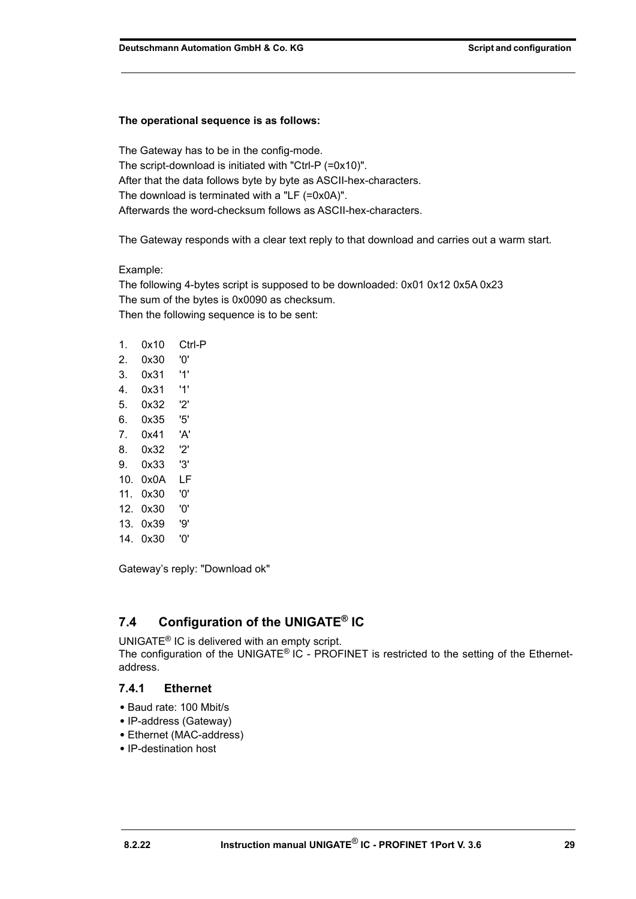**The operational sequence is as follows:**

The Gateway has to be in the config-mode.
The script-download is initiated with "Ctrl-P (=0x10)".
After that the data follows byte by byte as ASCII-hex-characters.
The download is terminated with a "LF (=0x0A)".
Afterwards the word-checksum follows as ASCII-hex-characters.

The Gateway responds with a clear text reply to that download and carries out a warm start.

Example:
The following 4-bytes script is supposed to be downloaded: 0x01 0x12 0x5A 0x23
The sum of the bytes is 0x0090 as checksum.
Then the following sequence is to be sent:

1. 0x10 Ctrl-P
2. 0x30 '0'
3. 0x31 '1'
4. 0x31 '1'
5. 0x32 '2'
6. 0x35 '5'
7. 0x41 'A'
8. 0x32 '2'
9. 0x33 '3'
10. 0x0A LF
11. 0x30 '0'
12. 0x30 '0'
13. 0x39 '9'
14. 0x30 '0'

Gateway's reply: "Download ok"

## 7.4 Configuration of the UNIGATE® IC

UNIGATE® IC is delivered with an empty script.
The configuration of the UNIGATE® IC - PROFINET is restricted to the setting of the Ethernet-address.

### 7.4.1 Ethernet

- Baud rate: 100 Mbit/s
- IP-address (Gateway)
- Ethernet (MAC-address)
- IP-destination host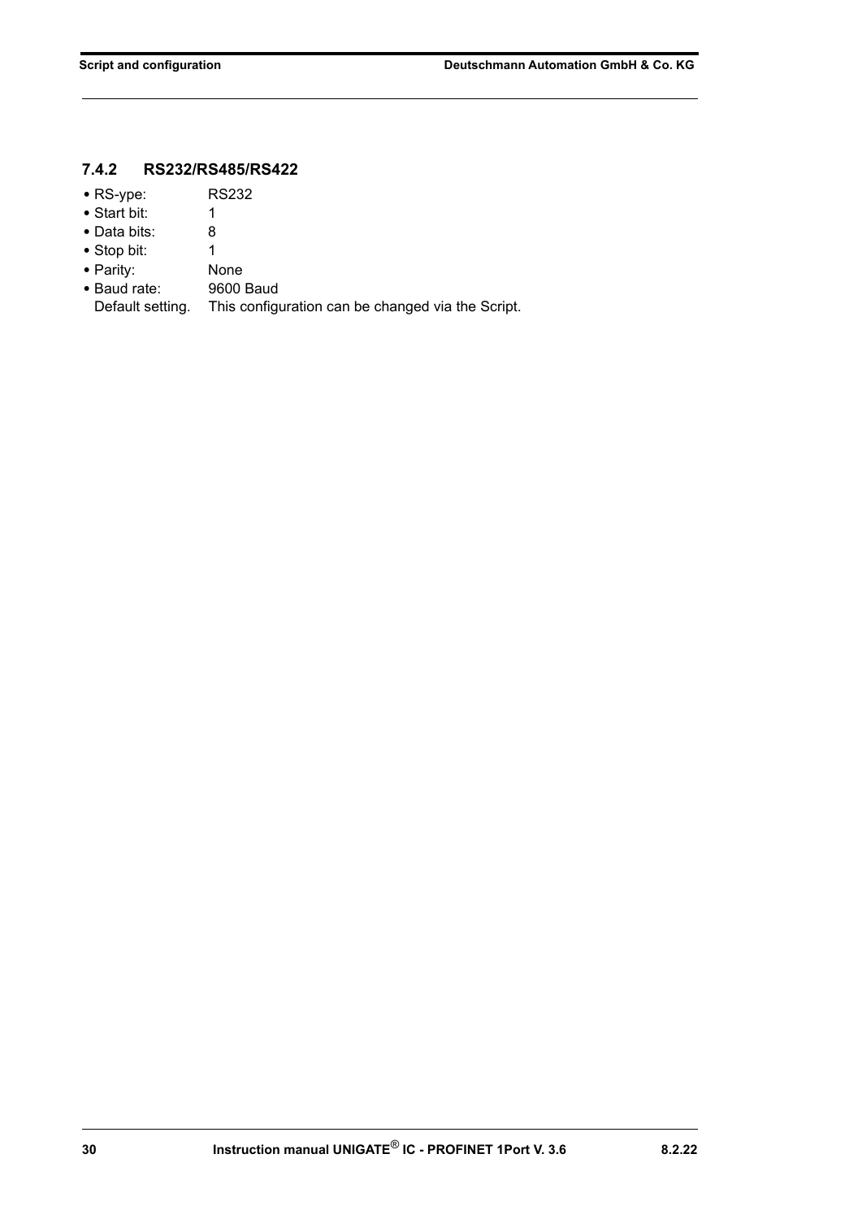### 7.4.2 RS232/RS485/RS422

- RS-ype: RS232
- Start bit: 1
- Data bits: 8
- Stop bit: 1
- Parity: None
- Baud rate: 9600 Baud

  Default setting. This configuration can be changed via the Script.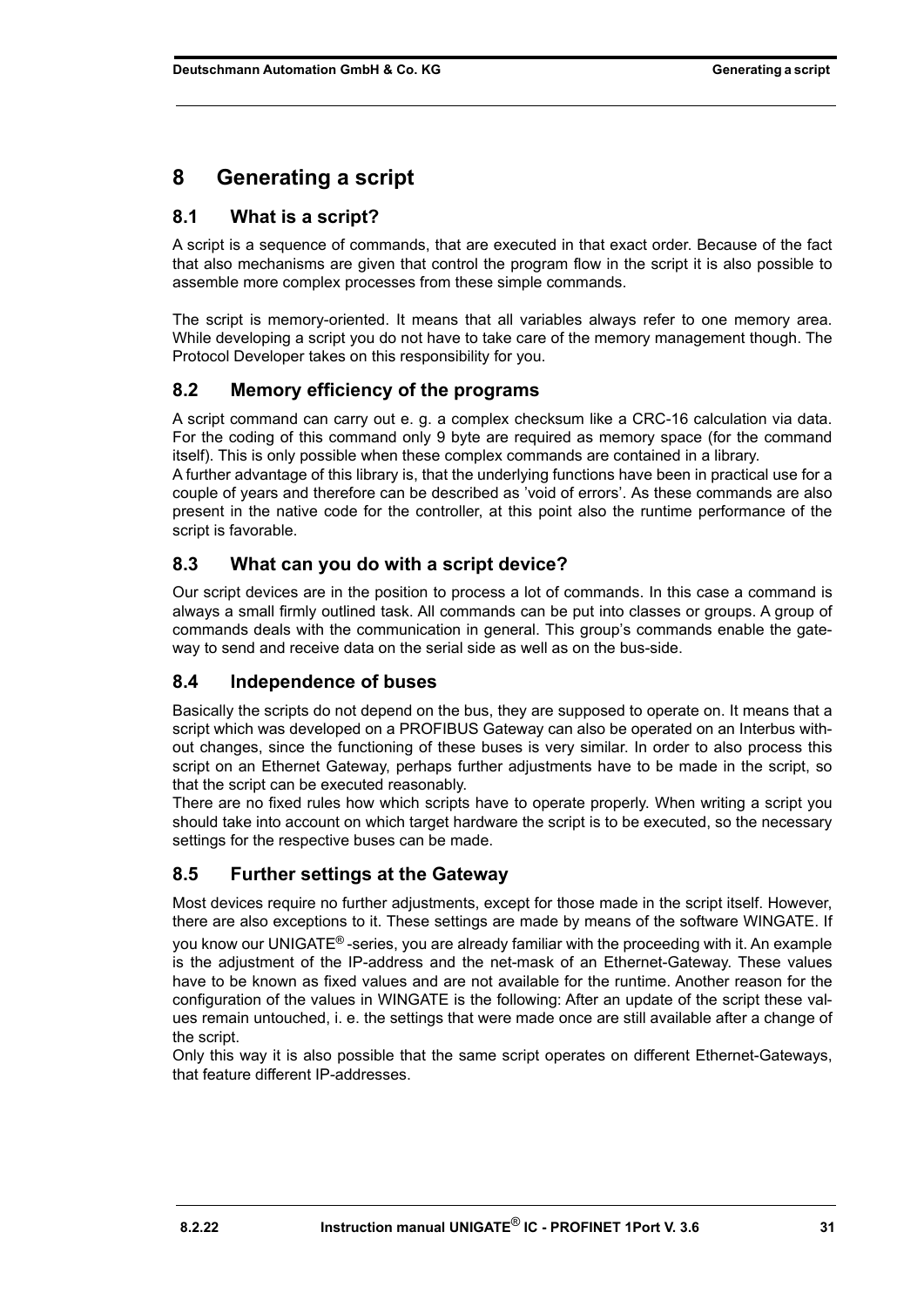# 8 Generating a script

## 8.1 What is a script?

A script is a sequence of commands, that are executed in that exact order. Because of the fact that also mechanisms are given that control the program flow in the script it is also possible to assemble more complex processes from these simple commands.

The script is memory-oriented. It means that all variables always refer to one memory area. While developing a script you do not have to take care of the memory management though. The Protocol Developer takes on this responsibility for you.

## 8.2 Memory efficiency of the programs

A script command can carry out e. g. a complex checksum like a CRC-16 calculation via data. For the coding of this command only 9 byte are required as memory space (for the command itself). This is only possible when these complex commands are contained in a library.
A further advantage of this library is, that the underlying functions have been in practical use for a couple of years and therefore can be described as 'void of errors'. As these commands are also present in the native code for the controller, at this point also the runtime performance of the script is favorable.

## 8.3 What can you do with a script device?

Our script devices are in the position to process a lot of commands. In this case a command is always a small firmly outlined task. All commands can be put into classes or groups. A group of commands deals with the communication in general. This group's commands enable the gateway to send and receive data on the serial side as well as on the bus-side.

## 8.4 Independence of buses

Basically the scripts do not depend on the bus, they are supposed to operate on. It means that a script which was developed on a PROFIBUS Gateway can also be operated on an Interbus without changes, since the functioning of these buses is very similar. In order to also process this script on an Ethernet Gateway, perhaps further adjustments have to be made in the script, so that the script can be executed reasonably.
There are no fixed rules how which scripts have to operate properly. When writing a script you should take into account on which target hardware the script is to be executed, so the necessary settings for the respective buses can be made.

## 8.5 Further settings at the Gateway

Most devices require no further adjustments, except for those made in the script itself. However, there are also exceptions to it. These settings are made by means of the software WINGATE. If you know our UNIGATE® -series, you are already familiar with the proceeding with it. An example is the adjustment of the IP-address and the net-mask of an Ethernet-Gateway. These values have to be known as fixed values and are not available for the runtime. Another reason for the configuration of the values in WINGATE is the following: After an update of the script these values remain untouched, i. e. the settings that were made once are still available after a change of the script.
Only this way it is also possible that the same script operates on different Ethernet-Gateways, that feature different IP-addresses.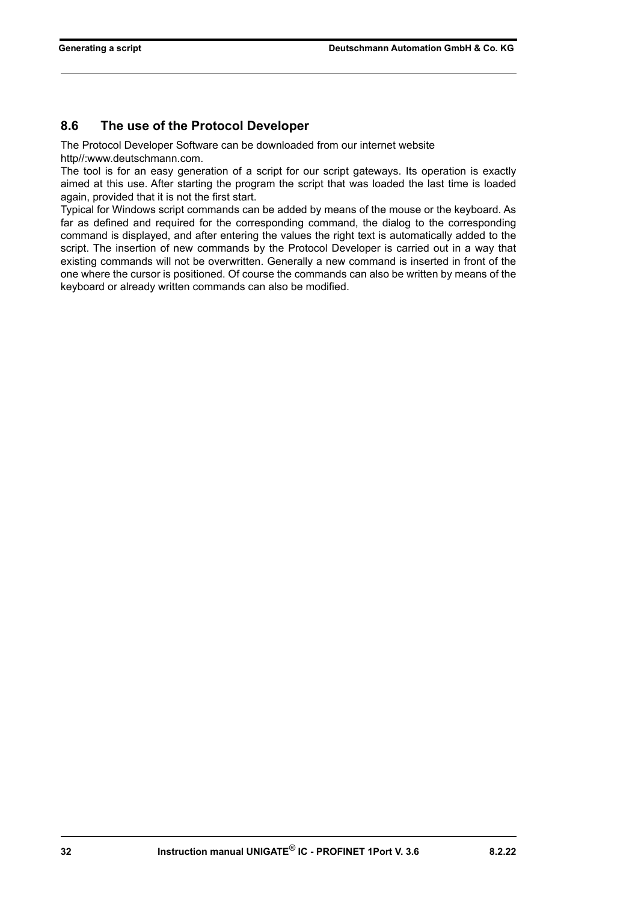## 8.6 The use of the Protocol Developer

The Protocol Developer Software can be downloaded from our internet website http//:www.deutschmann.com.

The tool is for an easy generation of a script for our script gateways. Its operation is exactly aimed at this use. After starting the program the script that was loaded the last time is loaded again, provided that it is not the first start.

Typical for Windows script commands can be added by means of the mouse or the keyboard. As far as defined and required for the corresponding command, the dialog to the corresponding command is displayed, and after entering the values the right text is automatically added to the script. The insertion of new commands by the Protocol Developer is carried out in a way that existing commands will not be overwritten. Generally a new command is inserted in front of the one where the cursor is positioned. Of course the commands can also be written by means of the keyboard or already written commands can also be modified.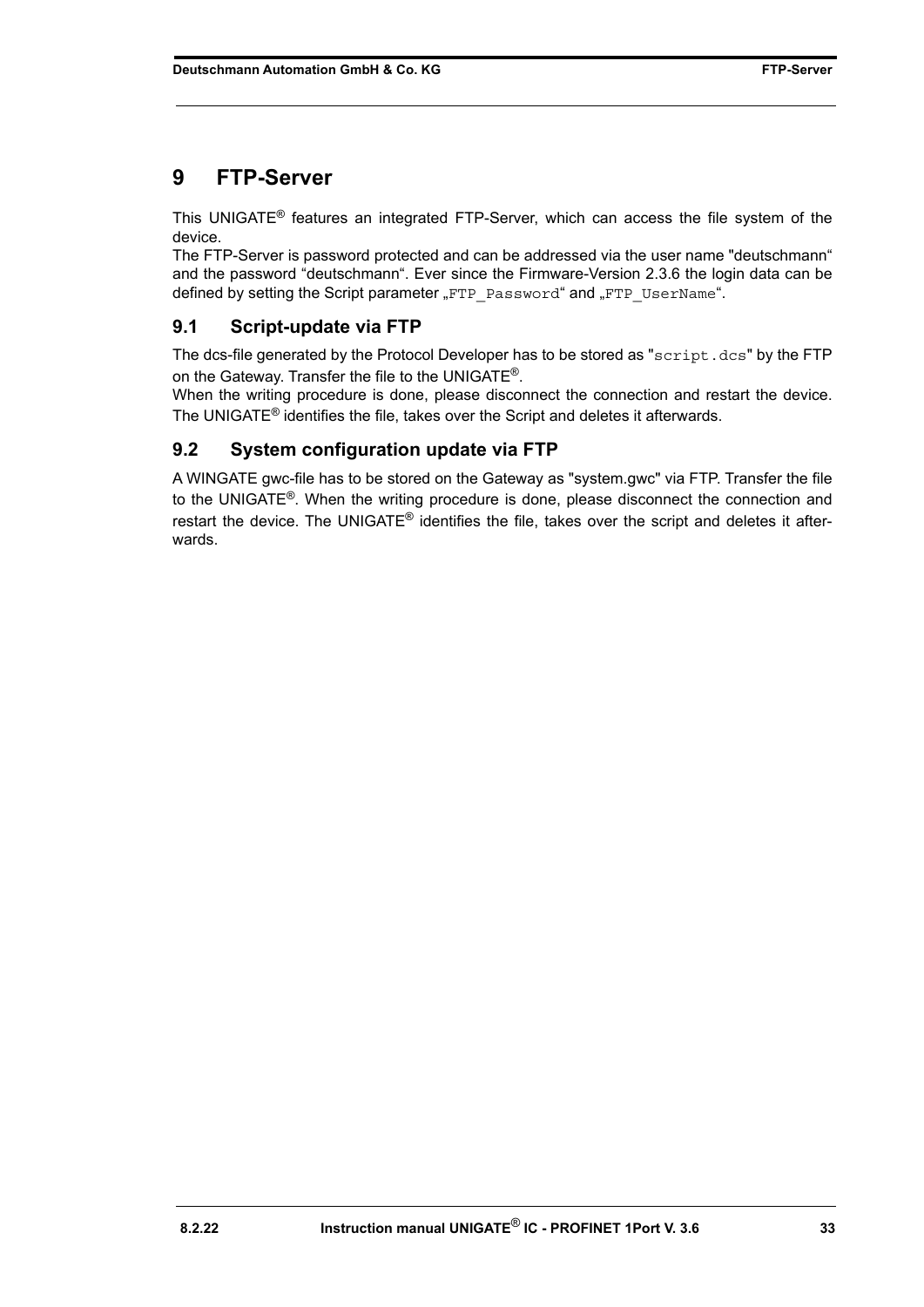# 9 FTP-Server

This UNIGATE® features an integrated FTP-Server, which can access the file system of the device.
The FTP-Server is password protected and can be addressed via the user name "deutschmann" and the password "deutschmann". Ever since the Firmware-Version 2.3.6 the login data can be defined by setting the Script parameter „`FTP_Password`" and „`FTP_UserName`".

## 9.1 Script-update via FTP

The dcs-file generated by the Protocol Developer has to be stored as "`script.dcs`" by the FTP on the Gateway. Transfer the file to the UNIGATE®.
When the writing procedure is done, please disconnect the connection and restart the device. The UNIGATE® identifies the file, takes over the Script and deletes it afterwards.

## 9.2 System configuration update via FTP

A WINGATE gwc-file has to be stored on the Gateway as "system.gwc" via FTP. Transfer the file to the UNIGATE®. When the writing procedure is done, please disconnect the connection and restart the device. The UNIGATE® identifies the file, takes over the script and deletes it afterwards.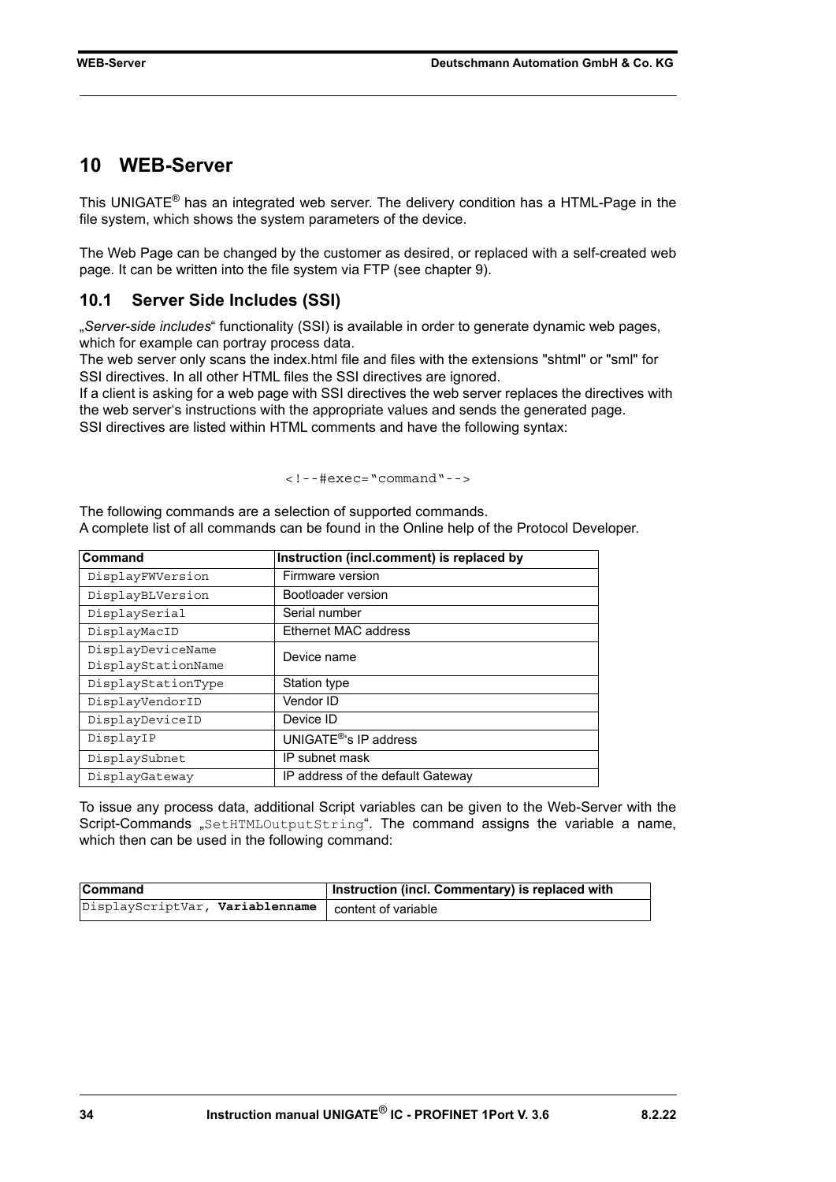# 10 WEB-Server

This UNIGATE® has an integrated web server. The delivery condition has a HTML-Page in the file system, which shows the system parameters of the device.

The Web Page can be changed by the customer as desired, or replaced with a self-created web page. It can be written into the file system via FTP (see chapter 9).

## 10.1 Server Side Includes (SSI)

„*Server-side includes*“ functionality (SSI) is available in order to generate dynamic web pages, which for example can portray process data.
The web server only scans the index.html file and files with the extensions "shtml" or "sml" for SSI directives. In all other HTML files the SSI directives are ignored.
If a client is asking for a web page with SSI directives the web server replaces the directives with the web server‘s instructions with the appropriate values and sends the generated page.
SSI directives are listed within HTML comments and have the following syntax:

```
<!--#exec="command"-->
```

The following commands are a selection of supported commands.
A complete list of all commands can be found in the Online help of the Protocol Developer.

| Command | Instruction (incl.comment) is replaced by |
|---|---|
| `DisplayFWVersion` | Firmware version |
| `DisplayBLVersion` | Bootloader version |
| `DisplaySerial` | Serial number |
| `DisplayMacID` | Ethernet MAC address |
| `DisplayDeviceName` `DisplayStationName` | Device name |
| `DisplayStationType` | Station type |
| `DisplayVendorID` | Vendor ID |
| `DisplayDeviceID` | Device ID |
| `DisplayIP` | UNIGATE®'s IP address |
| `DisplaySubnet` | IP subnet mask |
| `DisplayGateway` | IP address of the default Gateway |

To issue any process data, additional Script variables can be given to the Web-Server with the Script-Commands „`SetHTMLOutputString`“. The command assigns the variable a name, which then can be used in the following command:

| Command | Instruction (incl. Commentary) is replaced with |
|---|---|
| `DisplayScriptVar,` **`Variablenname`** | content of variable |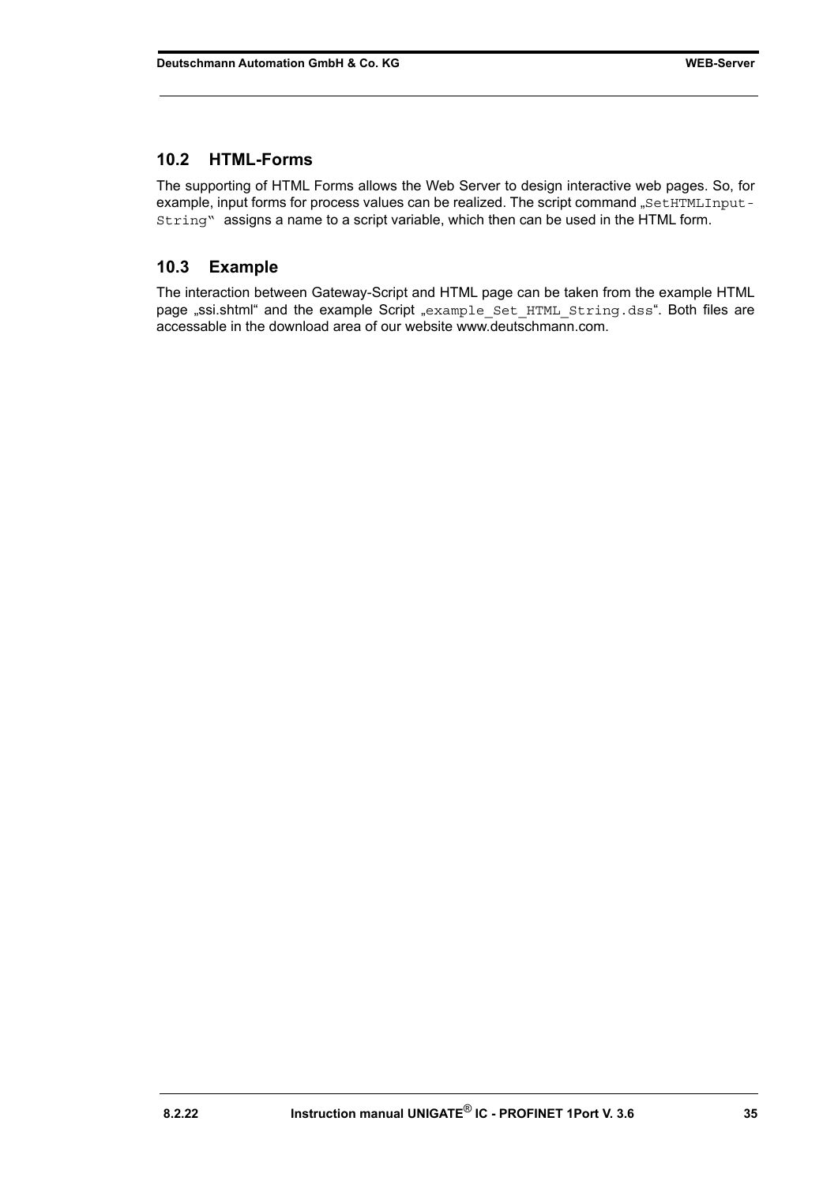## 10.2 HTML-Forms

The supporting of HTML Forms allows the Web Server to design interactive web pages. So, for example, input forms for process values can be realized. The script command „SetHTMLInput-String“ assigns a name to a script variable, which then can be used in the HTML form.

## 10.3 Example

The interaction between Gateway-Script and HTML page can be taken from the example HTML page „ssi.shtml“ and the example Script „example_Set_HTML_String.dss“. Both files are accessable in the download area of our website www.deutschmann.com.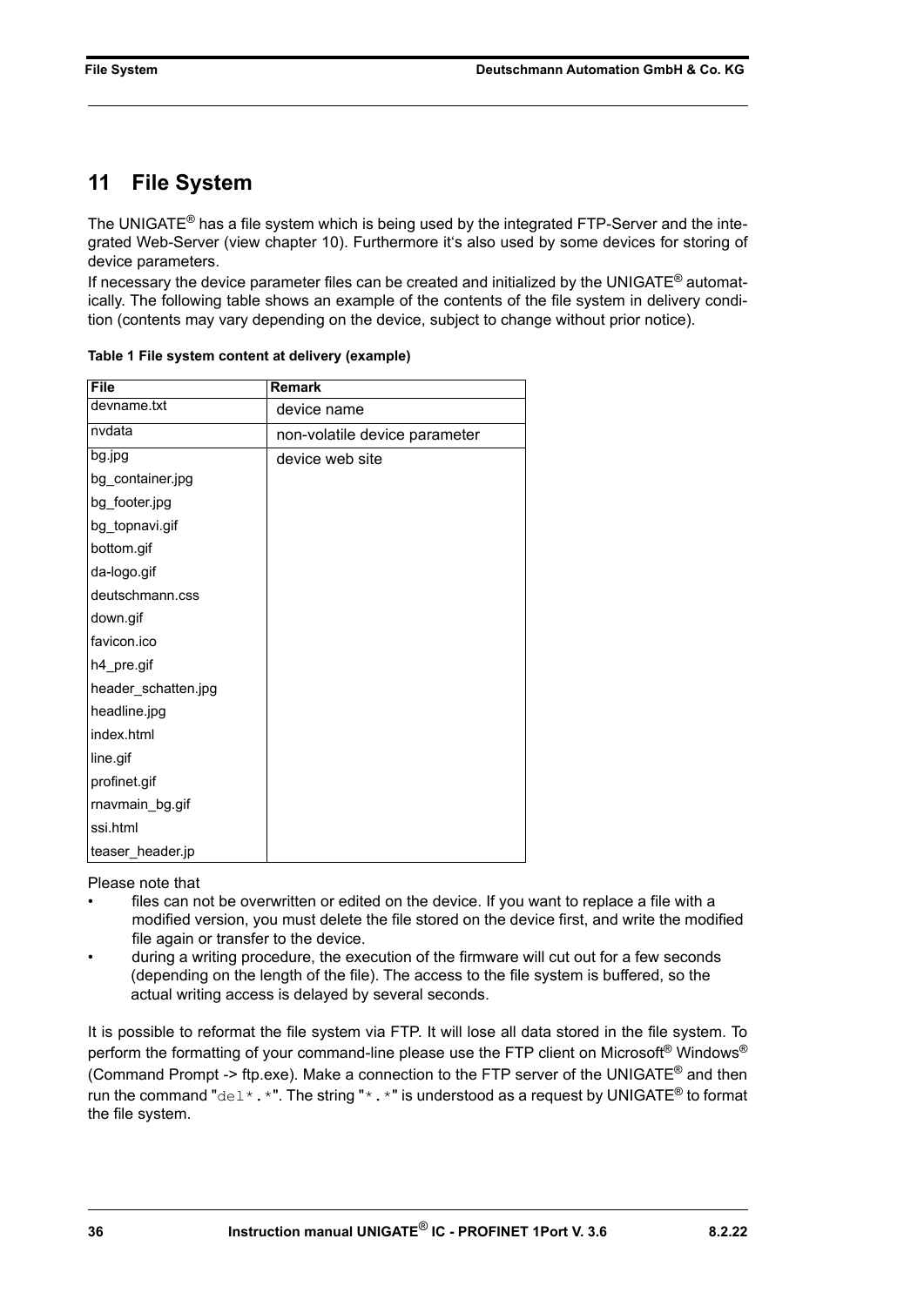# 11 File System

The UNIGATE® has a file system which is being used by the integrated FTP-Server and the integrated Web-Server (view chapter 10). Furthermore it‘s also used by some devices for storing of device parameters.

If necessary the device parameter files can be created and initialized by the UNIGATE® automatically. The following table shows an example of the contents of the file system in delivery condition (contents may vary depending on the device, subject to change without prior notice).

**Table 1 File system content at delivery (example)**

| File | Remark |
|---|---|
| devname.txt | device name |
| nvdata | non-volatile device parameter |
| bg.jpg<br>bg_container.jpg<br>bg_footer.jpg<br>bg_topnavi.gif<br>bottom.gif<br>da-logo.gif<br>deutschmann.css<br>down.gif<br>favicon.ico<br>h4_pre.gif<br>header_schatten.jpg<br>headline.jpg<br>index.html<br>line.gif<br>profinet.gif<br>rnavmain_bg.gif<br>ssi.html<br>teaser_header.jp | device web site |

Please note that

- files can not be overwritten or edited on the device. If you want to replace a file with a modified version, you must delete the file stored on the device first, and write the modified file again or transfer to the device.
- during a writing procedure, the execution of the firmware will cut out for a few seconds (depending on the length of the file). The access to the file system is buffered, so the actual writing access is delayed by several seconds.

It is possible to reformat the file system via FTP. It will lose all data stored in the file system. To perform the formatting of your command-line please use the FTP client on Microsoft® Windows® (Command Prompt -> ftp.exe). Make a connection to the FTP server of the UNIGATE® and then run the command "`del*.*`". The string "`*.*`" is understood as a request by UNIGATE® to format the file system.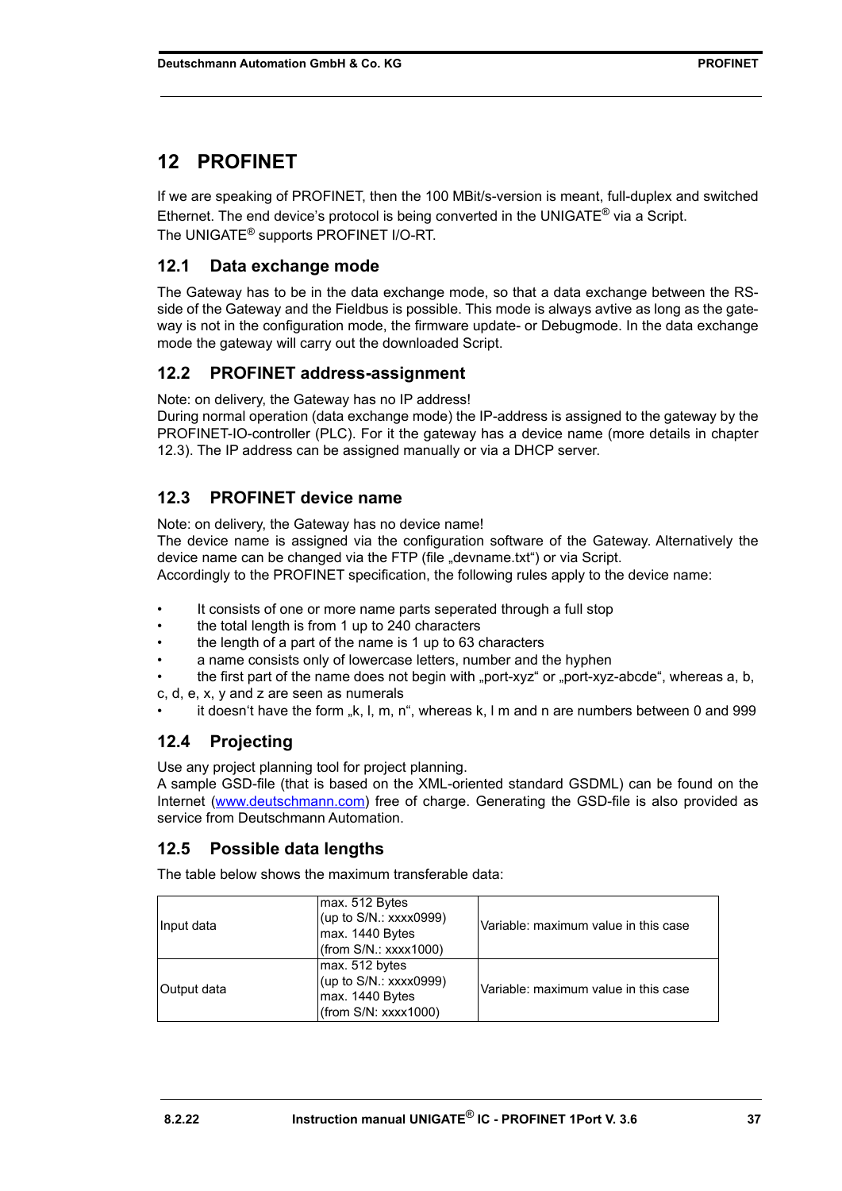# 12 PROFINET

If we are speaking of PROFINET, then the 100 MBit/s-version is meant, full-duplex and switched Ethernet. The end device's protocol is being converted in the UNIGATE® via a Script.
The UNIGATE® supports PROFINET I/O-RT.

## 12.1 Data exchange mode

The Gateway has to be in the data exchange mode, so that a data exchange between the RS-side of the Gateway and the Fieldbus is possible. This mode is always avtive as long as the gateway is not in the configuration mode, the firmware update- or Debugmode. In the data exchange mode the gateway will carry out the downloaded Script.

## 12.2 PROFINET address-assignment

Note: on delivery, the Gateway has no IP address!
During normal operation (data exchange mode) the IP-address is assigned to the gateway by the PROFINET-IO-controller (PLC). For it the gateway has a device name (more details in chapter 12.3). The IP address can be assigned manually or via a DHCP server.

## 12.3 PROFINET device name

Note: on delivery, the Gateway has no device name!
The device name is assigned via the configuration software of the Gateway. Alternatively the device name can be changed via the FTP (file „devname.txt“) or via Script.
Accordingly to the PROFINET specification, the following rules apply to the device name:

- It consists of one or more name parts seperated through a full stop
- the total length is from 1 up to 240 characters
- the length of a part of the name is 1 up to 63 characters
- a name consists only of lowercase letters, number and the hyphen
- the first part of the name does not begin with „port-xyz“ or „port-xyz-abcde“, whereas a, b, c, d, e, x, y and z are seen as numerals
- it doesn't have the form „k, l, m, n“, whereas k, l m and n are numbers between 0 and 999

## 12.4 Projecting

Use any project planning tool for project planning.
A sample GSD-file (that is based on the XML-oriented standard GSDML) can be found on the Internet (www.deutschmann.com) free of charge. Generating the GSD-file is also provided as service from Deutschmann Automation.

## 12.5 Possible data lengths

The table below shows the maximum transferable data:

| | | |
|---|---|---|
| Input data | max. 512 Bytes (up to S/N.: xxxx0999) max. 1440 Bytes (from S/N.: xxxx1000) | Variable: maximum value in this case |
| Output data | max. 512 bytes (up to S/N.: xxxx0999) max. 1440 Bytes (from S/N: xxxx1000) | Variable: maximum value in this case |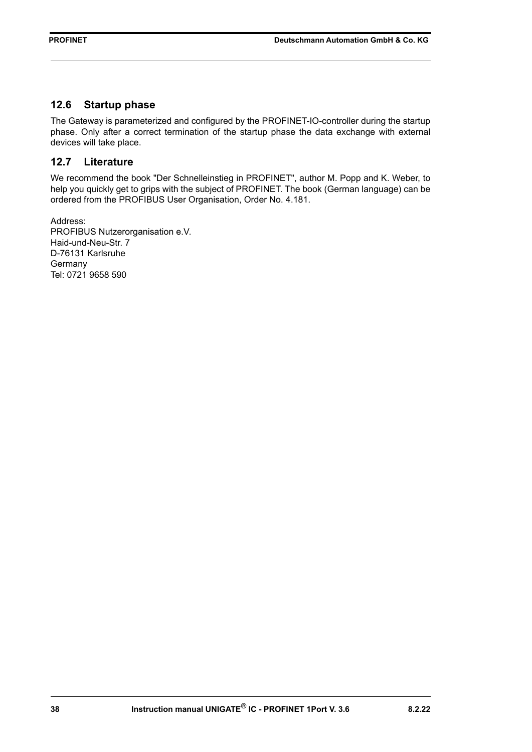## 12.6 Startup phase

The Gateway is parameterized and configured by the PROFINET-IO-controller during the startup phase. Only after a correct termination of the startup phase the data exchange with external devices will take place.

## 12.7 Literature

We recommend the book "Der Schnelleinstieg in PROFINET", author M. Popp and K. Weber, to help you quickly get to grips with the subject of PROFINET. The book (German language) can be ordered from the PROFIBUS User Organisation, Order No. 4.181.

Address:
PROFIBUS Nutzerorganisation e.V.
Haid-und-Neu-Str. 7
D-76131 Karlsruhe
Germany
Tel: 0721 9658 590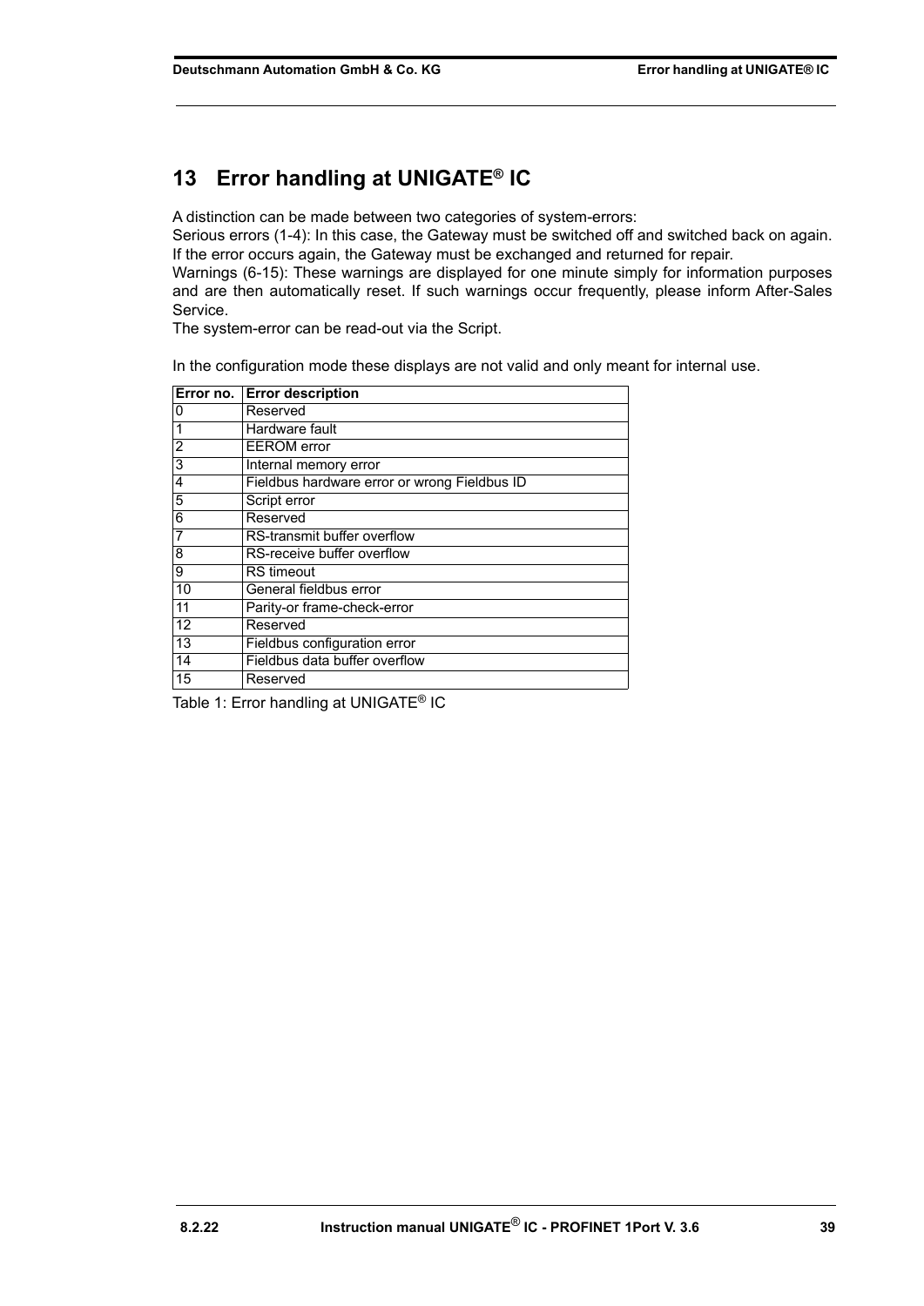# 13 Error handling at UNIGATE® IC

A distinction can be made between two categories of system-errors:
Serious errors (1-4): In this case, the Gateway must be switched off and switched back on again. If the error occurs again, the Gateway must be exchanged and returned for repair.
Warnings (6-15): These warnings are displayed for one minute simply for information purposes and are then automatically reset. If such warnings occur frequently, please inform After-Sales Service.
The system-error can be read-out via the Script.

In the configuration mode these displays are not valid and only meant for internal use.

| Error no. | Error description |
|---|---|
| 0 | Reserved |
| 1 | Hardware fault |
| 2 | EEROM error |
| 3 | Internal memory error |
| 4 | Fieldbus hardware error or wrong Fieldbus ID |
| 5 | Script error |
| 6 | Reserved |
| 7 | RS-transmit buffer overflow |
| 8 | RS-receive buffer overflow |
| 9 | RS timeout |
| 10 | General fieldbus error |
| 11 | Parity-or frame-check-error |
| 12 | Reserved |
| 13 | Fieldbus configuration error |
| 14 | Fieldbus data buffer overflow |
| 15 | Reserved |

Table 1: Error handling at UNIGATE® IC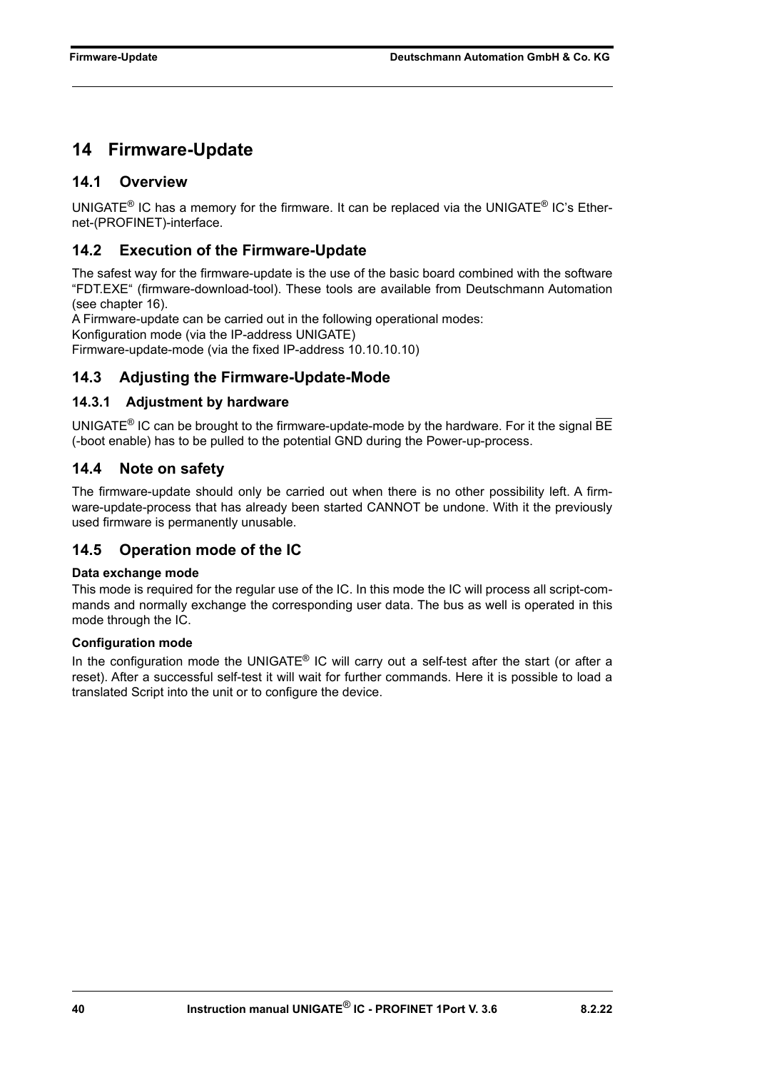# 14 Firmware-Update

## 14.1 Overview

UNIGATE® IC has a memory for the firmware. It can be replaced via the UNIGATE® IC's Ethernet-(PROFINET)-interface.

## 14.2 Execution of the Firmware-Update

The safest way for the firmware-update is the use of the basic board combined with the software "FDT.EXE" (firmware-download-tool). These tools are available from Deutschmann Automation (see chapter 16).
A Firmware-update can be carried out in the following operational modes:
Konfiguration mode (via the IP-address UNIGATE)
Firmware-update-mode (via the fixed IP-address 10.10.10.10)

## 14.3 Adjusting the Firmware-Update-Mode

### 14.3.1 Adjustment by hardware

UNIGATE® IC can be brought to the firmware-update-mode by the hardware. For it the signal $\overline{BE}$ (-boot enable) has to be pulled to the potential GND during the Power-up-process.

## 14.4 Note on safety

The firmware-update should only be carried out when there is no other possibility left. A firmware-update-process that has already been started CANNOT be undone. With it the previously used firmware is permanently unusable.

## 14.5 Operation mode of the IC

**Data exchange mode**

This mode is required for the regular use of the IC. In this mode the IC will process all script-commands and normally exchange the corresponding user data. The bus as well is operated in this mode through the IC.

**Configuration mode**

In the configuration mode the UNIGATE® IC will carry out a self-test after the start (or after a reset). After a successful self-test it will wait for further commands. Here it is possible to load a translated Script into the unit or to configure the device.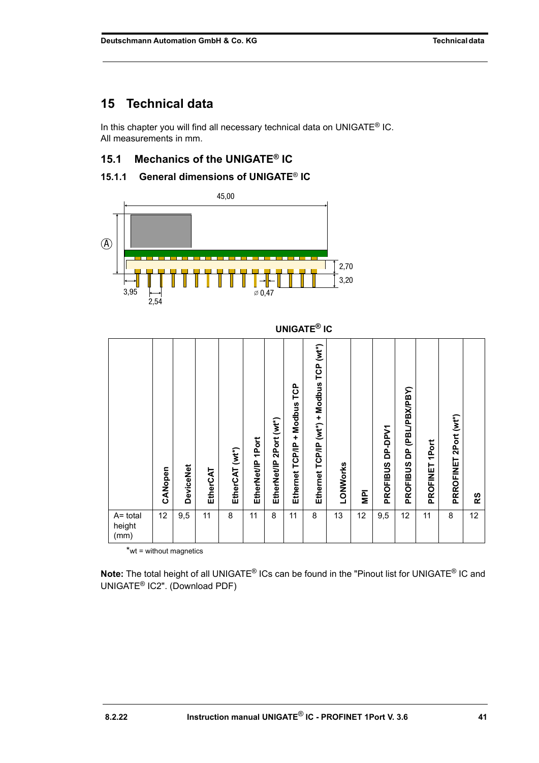# 15 Technical data

In this chapter you will find all necessary technical data on UNIGATE® IC.
All measurements in mm.

## 15.1 Mechanics of the UNIGATE® IC

### 15.1.1 General dimensions of UNIGATE® IC

45,00

Ⓐ

2,70

3,20

3,95

2,54

⌀ 0,47

**UNIGATE® IC**

| | CANopen | DeviceNet | EtherCAT | EtherCAT (wt*) | EtherNet/IP 1Port | EtherNet/IP 2Port (wt*) | Ethernet TCP/IP + Modbus TCP | Ethernet TCP/IP (wt*) + Modbus TCP (wt*) | LONWorks | MPI | PROFIBUS DP-DPV1 | PROFIBUS DP (PBL/PBX/PBY) | PROFINET 1Port | PRROFINET 2Port (wt*) | RS |
|---|---|---|---|---|---|---|---|---|---|---|---|---|---|---|---|
| A= total height (mm) | 12 | 9,5 | 11 | 8 | 11 | 8 | 11 | 8 | 13 | 12 | 9,5 | 12 | 11 | 8 | 12 |

*wt = without magnetics

**Note:** The total height of all UNIGATE® ICs can be found in the "Pinout list for UNIGATE® IC and UNIGATE® IC2". (Download PDF)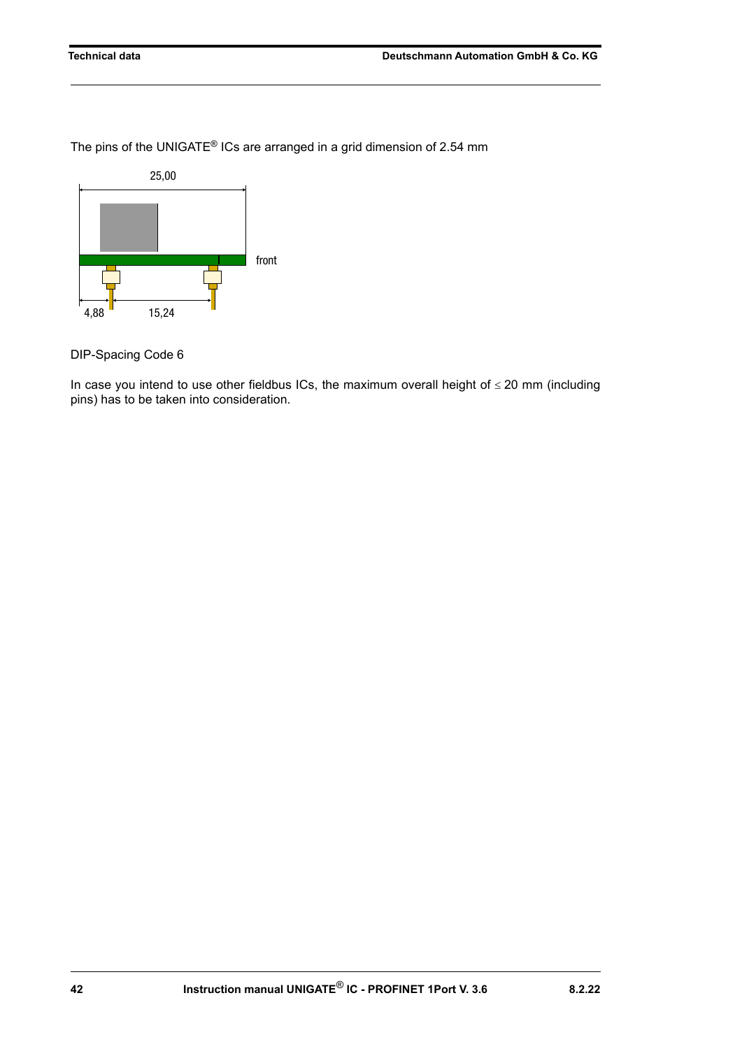The pins of the UNIGATE® ICs are arranged in a grid dimension of 2.54 mm

25,00

front

4,88 15,24

DIP-Spacing Code 6

In case you intend to use other fieldbus ICs, the maximum overall height of ≤ 20 mm (including pins) has to be taken into consideration.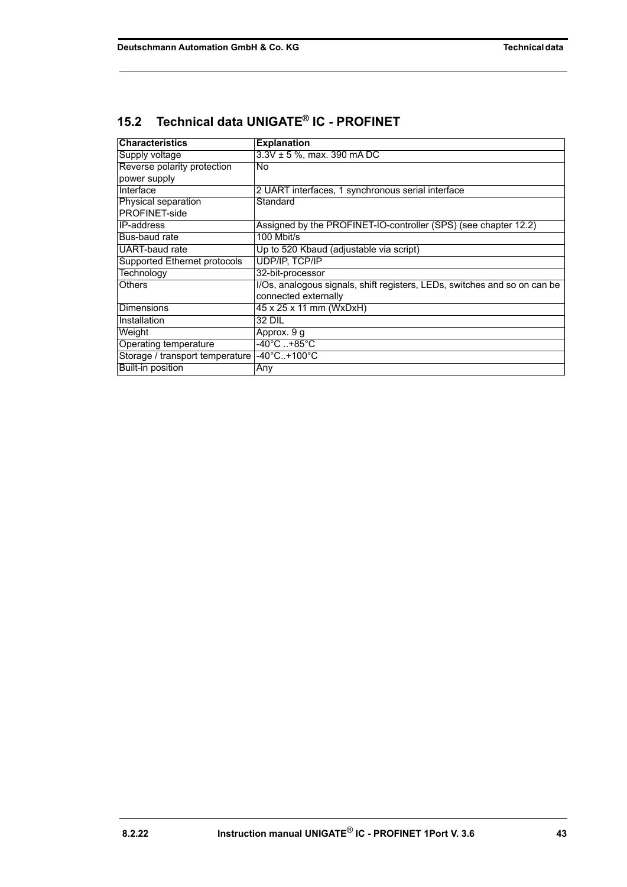## 15.2 Technical data UNIGATE® IC - PROFINET

| Characteristics | Explanation |
|---|---|
| Supply voltage | 3.3V ± 5 %, max. 390 mA DC |
| Reverse polarity protection power supply | No |
| Interface | 2 UART interfaces, 1 synchronous serial interface |
| Physical separation PROFINET-side | Standard |
| IP-address | Assigned by the PROFINET-IO-controller (SPS) (see chapter 12.2) |
| Bus-baud rate | 100 Mbit/s |
| UART-baud rate | Up to 520 Kbaud (adjustable via script) |
| Supported Ethernet protocols | UDP/IP, TCP/IP |
| Technology | 32-bit-processor |
| Others | I/Os, analogous signals, shift registers, LEDs, switches and so on can be connected externally |
| Dimensions | 45 x 25 x 11 mm (WxDxH) |
| Installation | 32 DIL |
| Weight | Approx. 9 g |
| Operating temperature | -40°C ..+85°C |
| Storage / transport temperature | -40°C..+100°C |
| Built-in position | Any |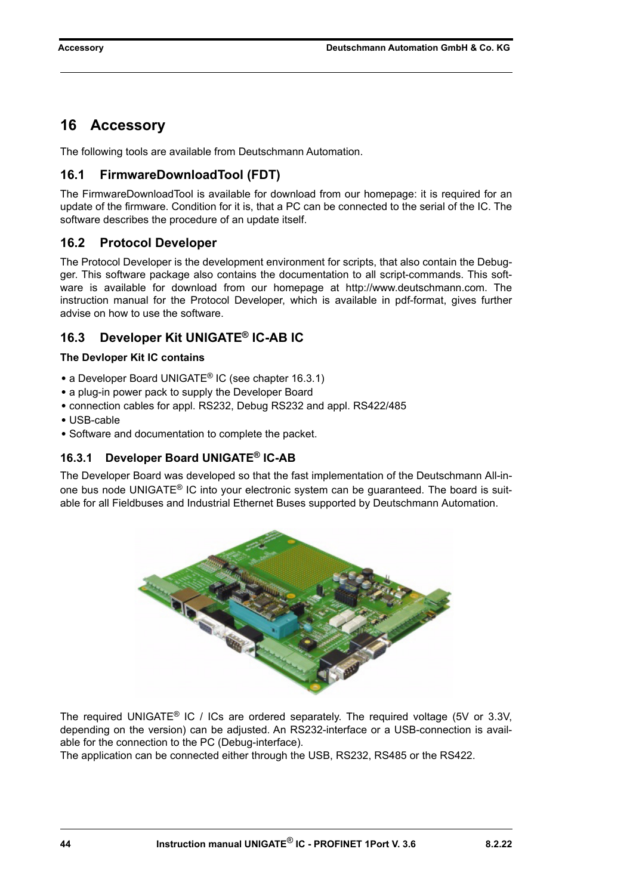# 16 Accessory

The following tools are available from Deutschmann Automation.

## 16.1 FirmwareDownloadTool (FDT)

The FirmwareDownloadTool is available for download from our homepage: it is required for an update of the firmware. Condition for it is, that a PC can be connected to the serial of the IC. The software describes the procedure of an update itself.

## 16.2 Protocol Developer

The Protocol Developer is the development environment for scripts, that also contain the Debugger. This software package also contains the documentation to all script-commands. This software is available for download from our homepage at http://www.deutschmann.com. The instruction manual for the Protocol Developer, which is available in pdf-format, gives further advise on how to use the software.

## 16.3 Developer Kit UNIGATE® IC-AB IC

**The Devloper Kit IC contains**

- a Developer Board UNIGATE® IC (see chapter 16.3.1)
- a plug-in power pack to supply the Developer Board
- connection cables for appl. RS232, Debug RS232 and appl. RS422/485
- USB-cable
- Software and documentation to complete the packet.

### 16.3.1 Developer Board UNIGATE® IC-AB

The Developer Board was developed so that the fast implementation of the Deutschmann All-in-one bus node UNIGATE® IC into your electronic system can be guaranteed. The board is suitable for all Fieldbuses and Industrial Ethernet Buses supported by Deutschmann Automation.

The required UNIGATE® IC / ICs are ordered separately. The required voltage (5V or 3.3V, depending on the version) can be adjusted. An RS232-interface or a USB-connection is available for the connection to the PC (Debug-interface).
The application can be connected either through the USB, RS232, RS485 or the RS422.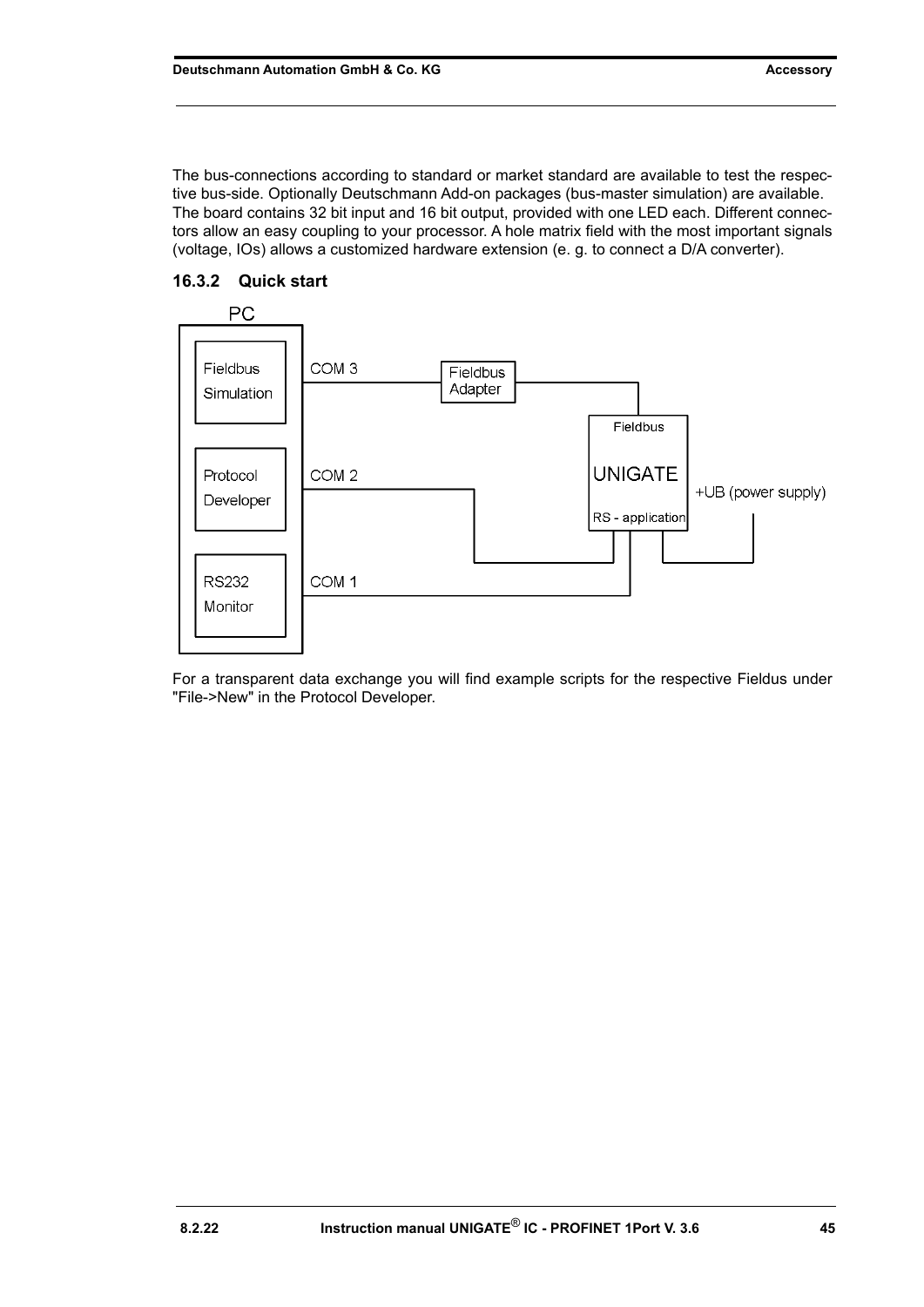The bus-connections according to standard or market standard are available to test the respective bus-side. Optionally Deutschmann Add-on packages (bus-master simulation) are available. The board contains 32 bit input and 16 bit output, provided with one LED each. Different connectors allow an easy coupling to your processor. A hole matrix field with the most important signals (voltage, IOs) allows a customized hardware extension (e. g. to connect a D/A converter).

### 16.3.2 Quick start

PC

Fieldbus Simulation — COM 3 — Fieldbus Adapter — Fieldbus

Protocol Developer — COM 2 — UNIGATE

RS232 Monitor — COM 1 — RS - application

+UB (power supply)

For a transparent data exchange you will find example scripts for the respective Fieldus under "File->New" in the Protocol Developer.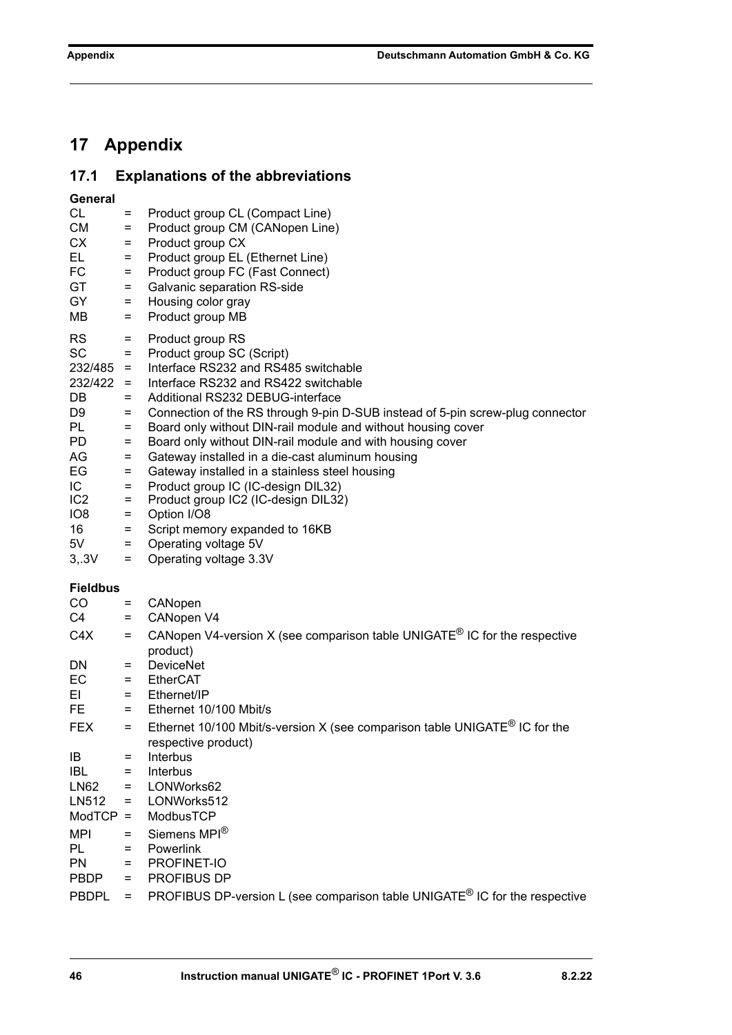# 17 Appendix

## 17.1 Explanations of the abbreviations

**General**

CL = Product group CL (Compact Line)
CM = Product group CM (CANopen Line)
CX = Product group CX
EL = Product group EL (Ethernet Line)
FC = Product group FC (Fast Connect)
GT = Galvanic separation RS-side
GY = Housing color gray
MB = Product group MB

RS = Product group RS
SC = Product group SC (Script)
232/485 = Interface RS232 and RS485 switchable
232/422 = Interface RS232 and RS422 switchable
DB = Additional RS232 DEBUG-interface
D9 = Connection of the RS through 9-pin D-SUB instead of 5-pin screw-plug connector
PL = Board only without DIN-rail module and without housing cover
PD = Board only without DIN-rail module and with housing cover
AG = Gateway installed in a die-cast aluminum housing
EG = Gateway installed in a stainless steel housing
IC = Product group IC (IC-design DIL32)
IC2 = Product group IC2 (IC-design DIL32)
IO8 = Option I/O8
16 = Script memory expanded to 16KB
5V = Operating voltage 5V
3,.3V = Operating voltage 3.3V

**Fieldbus**

CO = CANopen
C4 = CANopen V4
C4X = CANopen V4-version X (see comparison table UNIGATE® IC for the respective product)
DN = DeviceNet
EC = EtherCAT
EI = Ethernet/IP
FE = Ethernet 10/100 Mbit/s
FEX = Ethernet 10/100 Mbit/s-version X (see comparison table UNIGATE® IC for the respective product)
IB = Interbus
IBL = Interbus
LN62 = LONWorks62
LN512 = LONWorks512
ModTCP = ModbusTCP
MPI = Siemens MPI®
PL = Powerlink
PN = PROFINET-IO
PBDP = PROFIBUS DP
PBDPL = PROFIBUS DP-version L (see comparison table UNIGATE® IC for the respective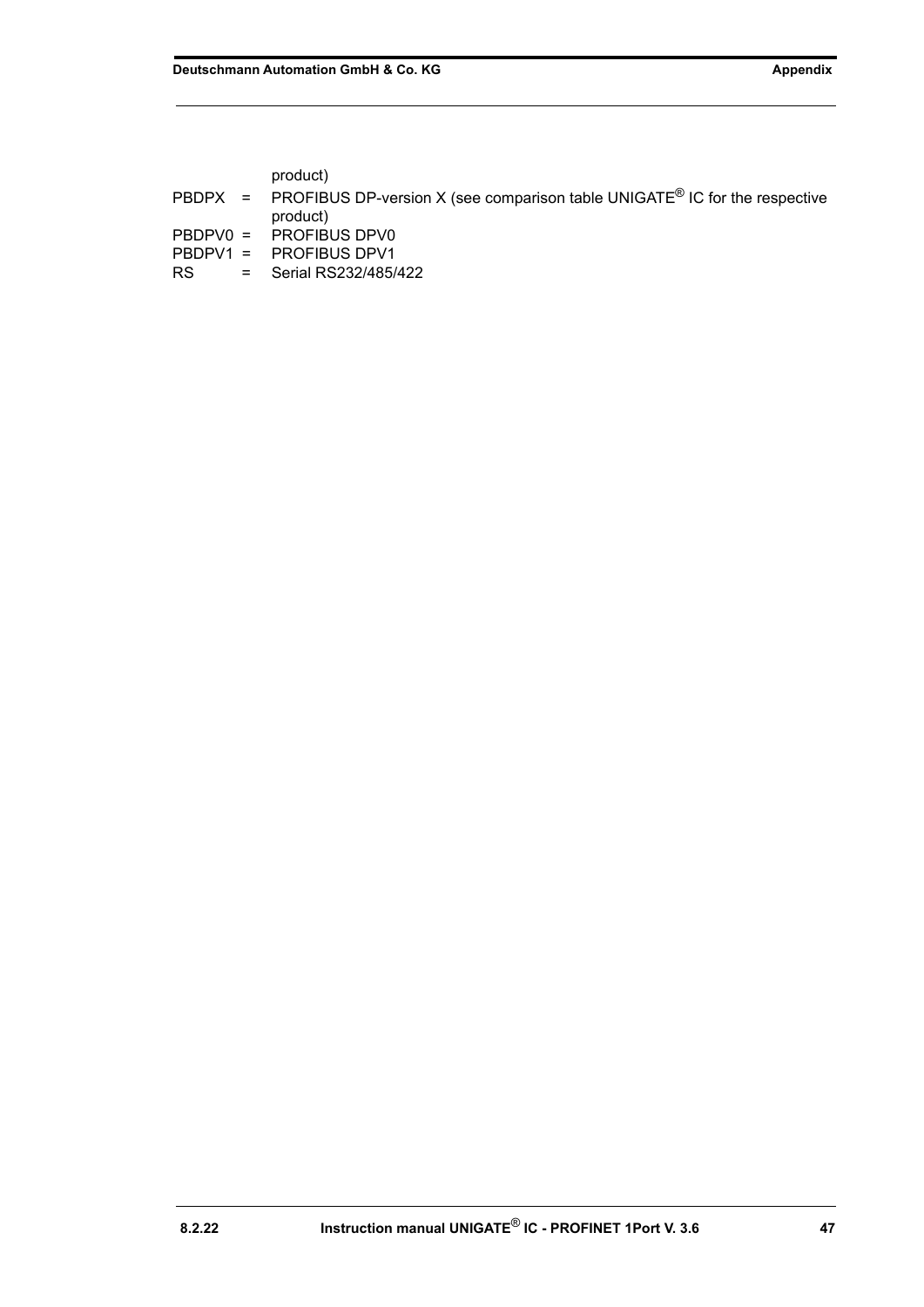product)

PBDPX = PROFIBUS DP-version X (see comparison table UNIGATE® IC for the respective product)

PBDPV0 = PROFIBUS DPV0

PBDPV1 = PROFIBUS DPV1

RS = Serial RS232/485/422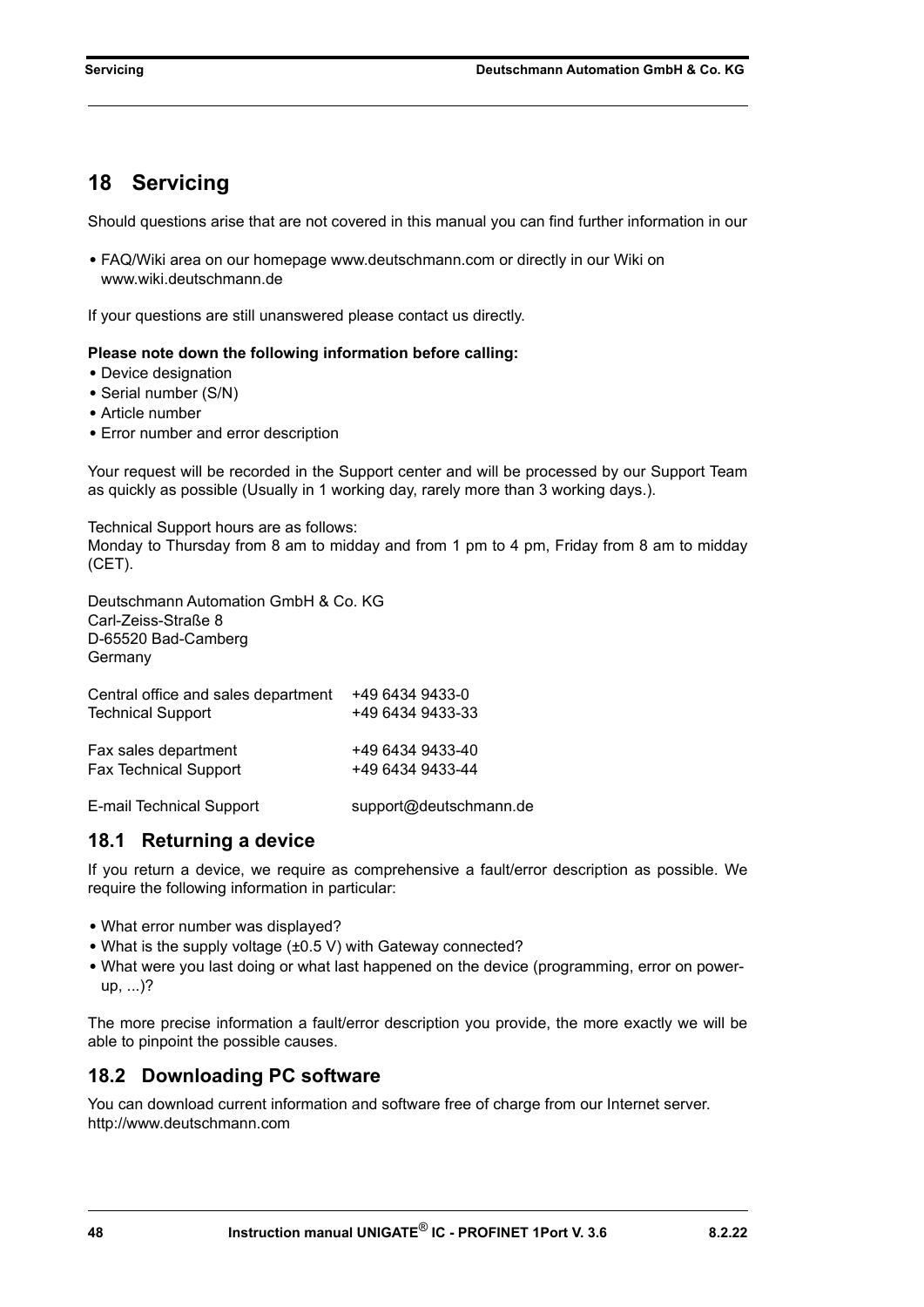# 18 Servicing

Should questions arise that are not covered in this manual you can find further information in our

- FAQ/Wiki area on our homepage www.deutschmann.com or directly in our Wiki on www.wiki.deutschmann.de

If your questions are still unanswered please contact us directly.

**Please note down the following information before calling:**

- Device designation
- Serial number (S/N)
- Article number
- Error number and error description

Your request will be recorded in the Support center and will be processed by our Support Team as quickly as possible (Usually in 1 working day, rarely more than 3 working days.).

Technical Support hours are as follows:
Monday to Thursday from 8 am to midday and from 1 pm to 4 pm, Friday from 8 am to midday (CET).

Deutschmann Automation GmbH & Co. KG
Carl-Zeiss-Straße 8
D-65520 Bad-Camberg
Germany

| | |
|---|---|
| Central office and sales department | +49 6434 9433-0 |
| Technical Support | +49 6434 9433-33 |
| Fax sales department | +49 6434 9433-40 |
| Fax Technical Support | +49 6434 9433-44 |
| E-mail Technical Support | support@deutschmann.de |

## 18.1 Returning a device

If you return a device, we require as comprehensive a fault/error description as possible. We require the following information in particular:

- What error number was displayed?
- What is the supply voltage (±0.5 V) with Gateway connected?
- What were you last doing or what last happened on the device (programming, error on power-up, ...)?

The more precise information a fault/error description you provide, the more exactly we will be able to pinpoint the possible causes.

## 18.2 Downloading PC software

You can download current information and software free of charge from our Internet server.
http://www.deutschmann.com